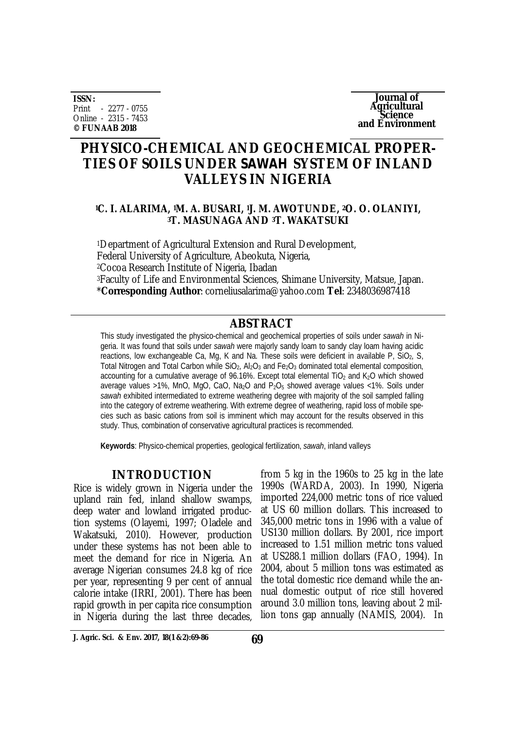**ISSN:**
Print - 2277 - 0755
Online - 2315 - 7453
**© FUNAAB 2018**

**Journal of Agricultural Science and Environment**

# PHYSICO-CHEMICAL AND GEOCHEMICAL PROPERTIES OF SOILS UNDER *SAWAH* SYSTEM OF INLAND VALLEYS IN NIGERIA

**[1]C. I. ALARIMA, [1]M. A. BUSARI, [1]J. M. AWOTUNDE, [2]O. O. OLANIYI, [3]T. MASUNAGA AND [3]T. WAKATSUKI**

[1]Department of Agricultural Extension and Rural Development, Federal University of Agriculture, Abeokuta, Nigeria,
[2]Cocoa Research Institute of Nigeria, Ibadan
[3]Faculty of Life and Environmental Sciences, Shimane University, Matsue, Japan.
\***Corresponding Author**: corneliusalarima@yahoo.com **Tel**: 2348036987418

## ABSTRACT

This study investigated the physico-chemical and geochemical properties of soils under *sawah* in Nigeria. It was found that soils under *sawah* were majorly sandy loam to sandy clay loam having acidic reactions, low exchangeable Ca, Mg, K and Na. These soils were deficient in available P, $SiO_2$, S, Total Nitrogen and Total Carbon while $SiO_2$, $Al_2O_3$ and $Fe_2O_3$ dominated total elemental composition, accounting for a cumulative average of 96.16%. Except total elemental $TiO_2$ and $K_2O$ which showed average values >1%, MnO, MgO, CaO, $Na_2O$ and $P_2O_5$ showed average values <1%. Soils under *sawah* exhibited intermediated to extreme weathering degree with majority of the soil sampled falling into the category of extreme weathering. With extreme degree of weathering, rapid loss of mobile species such as basic cations from soil is imminent which may account for the results observed in this study. Thus, combination of conservative agricultural practices is recommended.

**Keywords**: Physico-chemical properties, geological fertilization, *sawah*, inland valleys

## INTRODUCTION

Rice is widely grown in Nigeria under the upland rain fed, inland shallow swamps, deep water and lowland irrigated production systems (Olayemi, 1997; Oladele and Wakatsuki, 2010). However, production under these systems has not been able to meet the demand for rice in Nigeria. An average Nigerian consumes 24.8 kg of rice per year, representing 9 per cent of annual calorie intake (IRRI, 2001). There has been rapid growth in per capita rice consumption in Nigeria during the last three decades, from 5 kg in the 1960s to 25 kg in the late 1990s (WARDA, 2003). In 1990, Nigeria imported 224,000 metric tons of rice valued at US 60 million dollars. This increased to 345,000 metric tons in 1996 with a value of US130 million dollars. By 2001, rice import increased to 1.51 million metric tons valued at US288.1 million dollars (FAO, 1994). In 2004, about 5 million tons was estimated as the total domestic rice demand while the annual domestic output of rice still hovered around 3.0 million tons, leaving about 2 million tons gap annually (NAMIS, 2004). In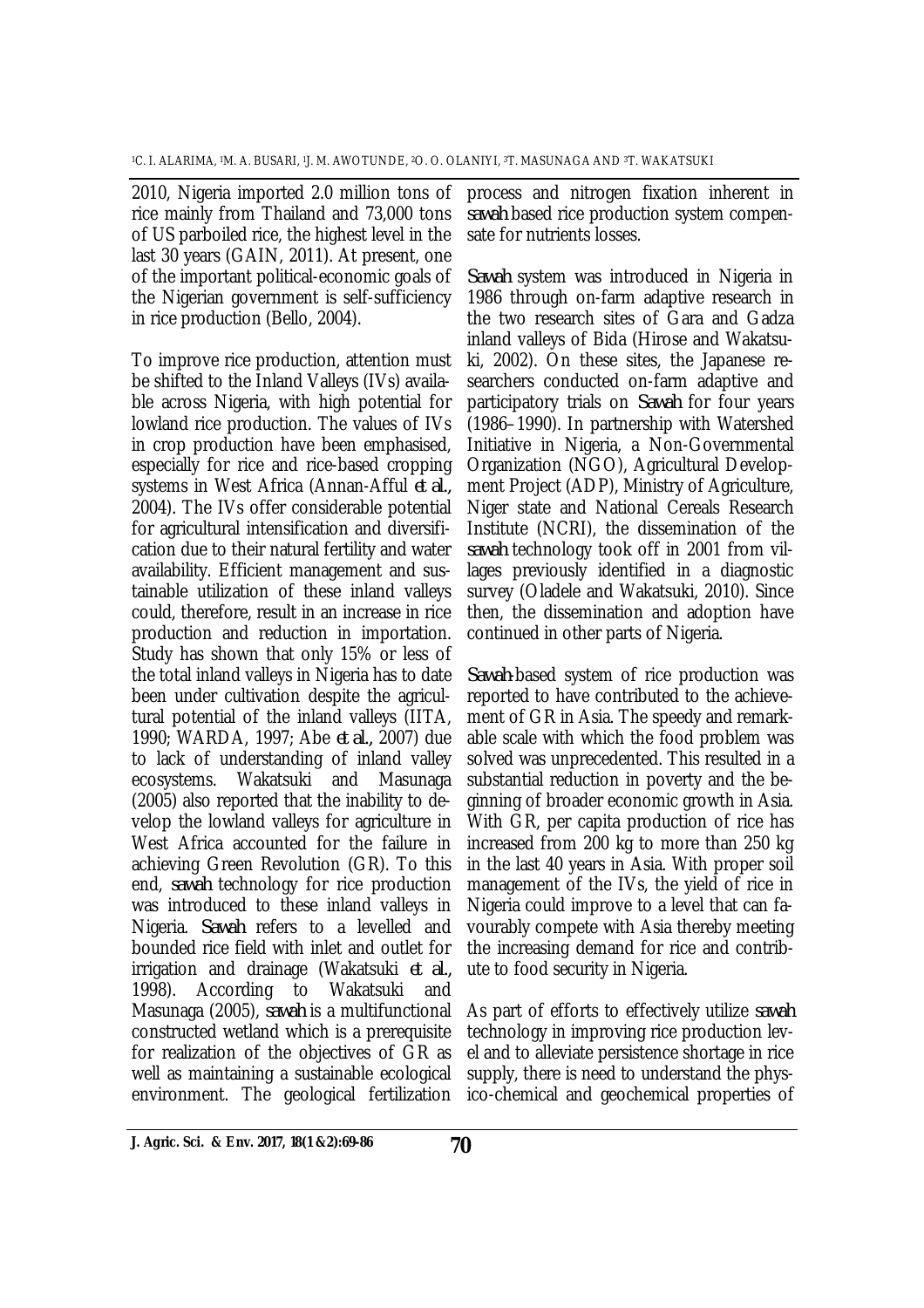2010, Nigeria imported 2.0 million tons of rice mainly from Thailand and 73,000 tons of US parboiled rice, the highest level in the last 30 years (GAIN, 2011). At present, one of the important political-economic goals of the Nigerian government is self-sufficiency in rice production (Bello, 2004).

To improve rice production, attention must be shifted to the Inland Valleys (IVs) available across Nigeria, with high potential for lowland rice production. The values of IVs in crop production have been emphasised, especially for rice and rice-based cropping systems in West Africa (Annan-Afful *et al.*, 2004). The IVs offer considerable potential for agricultural intensification and diversification due to their natural fertility and water availability. Efficient management and sustainable utilization of these inland valleys could, therefore, result in an increase in rice production and reduction in importation. Study has shown that only 15% or less of the total inland valleys in Nigeria has to date been under cultivation despite the agricultural potential of the inland valleys (IITA, 1990; WARDA, 1997; Abe *et al.*, 2007) due to lack of understanding of inland valley ecosystems. Wakatsuki and Masunaga (2005) also reported that the inability to develop the lowland valleys for agriculture in West Africa accounted for the failure in achieving Green Revolution (GR). To this end, *sawah* technology for rice production was introduced to these inland valleys in Nigeria. *Sawah* refers to a levelled and bounded rice field with inlet and outlet for irrigation and drainage (Wakatsuki *et al.*, 1998). According to Wakatsuki and Masunaga (2005), *sawah* is a multifunctional constructed wetland which is a prerequisite for realization of the objectives of GR as well as maintaining a sustainable ecological environment. The geological fertilization process and nitrogen fixation inherent in *sawah* based rice production system compensate for nutrients losses.

*Sawah* system was introduced in Nigeria in 1986 through on-farm adaptive research in the two research sites of Gara and Gadza inland valleys of Bida (Hirose and Wakatsuki, 2002). On these sites, the Japanese researchers conducted on-farm adaptive and participatory trials on *Sawah* for four years (1986–1990). In partnership with Watershed Initiative in Nigeria, a Non-Governmental Organization (NGO), Agricultural Development Project (ADP), Ministry of Agriculture, Niger state and National Cereals Research Institute (NCRI), the dissemination of the *sawah* technology took off in 2001 from villages previously identified in a diagnostic survey (Oladele and Wakatsuki, 2010). Since then, the dissemination and adoption have continued in other parts of Nigeria.

*Sawah*-based system of rice production was reported to have contributed to the achievement of GR in Asia. The speedy and remarkable scale with which the food problem was solved was unprecedented. This resulted in a substantial reduction in poverty and the beginning of broader economic growth in Asia. With GR, per capita production of rice has increased from 200 kg to more than 250 kg in the last 40 years in Asia. With proper soil management of the IVs, the yield of rice in Nigeria could improve to a level that can favourably compete with Asia thereby meeting the increasing demand for rice and contribute to food security in Nigeria.

As part of efforts to effectively utilize *sawah* technology in improving rice production level and to alleviate persistence shortage in rice supply, there is need to understand the physico-chemical and geochemical properties of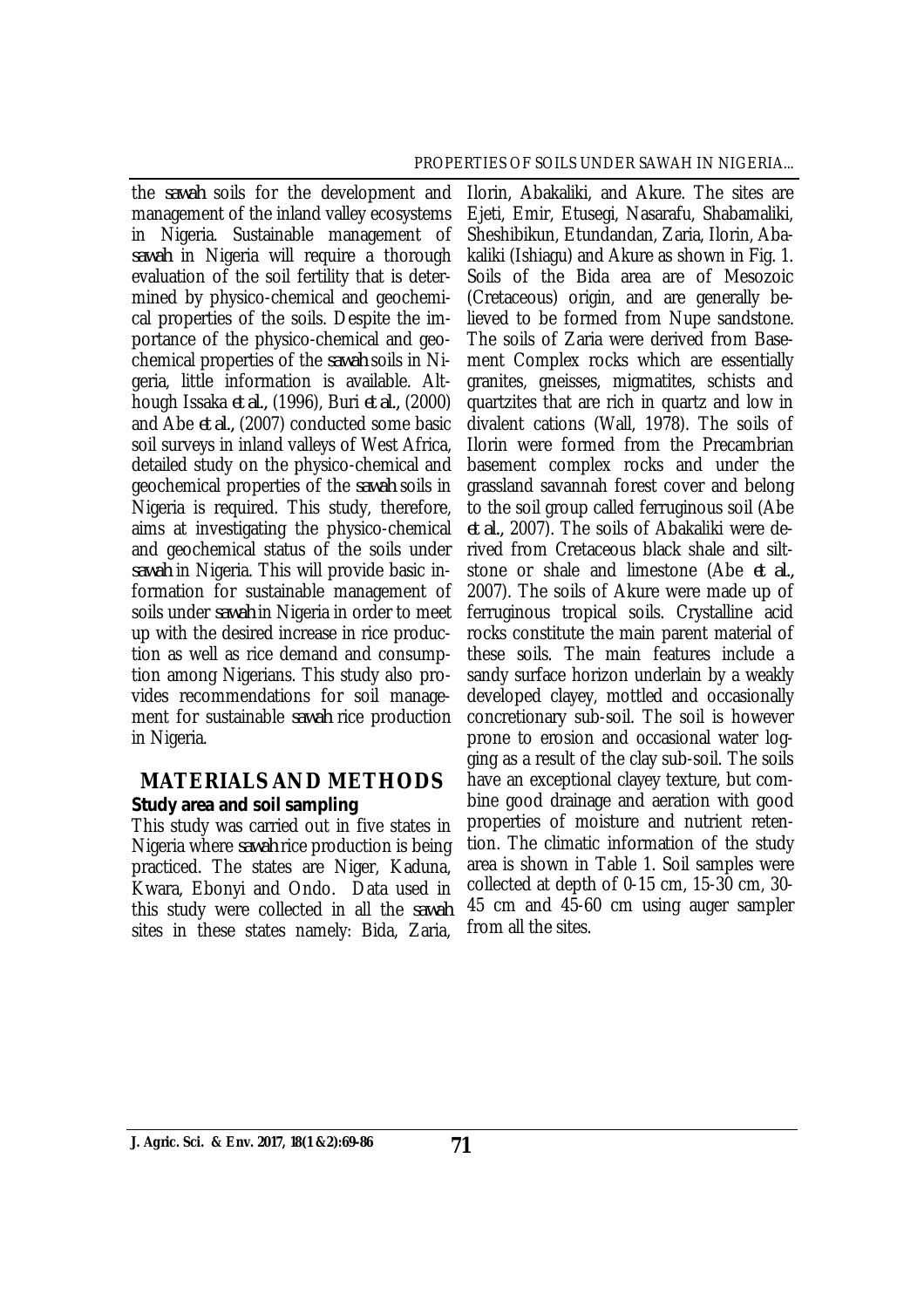the *sawah* soils for the development and management of the inland valley ecosystems in Nigeria. Sustainable management of *sawah* in Nigeria will require a thorough evaluation of the soil fertility that is determined by physico-chemical and geochemical properties of the soils. Despite the importance of the physico-chemical and geochemical properties of the *sawah* soils in Nigeria, little information is available. Although Issaka *et al.,* (1996), Buri *et al.,* (2000) and Abe *et al.,* (2007) conducted some basic soil surveys in inland valleys of West Africa, detailed study on the physico-chemical and geochemical properties of the *sawah* soils in Nigeria is required. This study, therefore, aims at investigating the physico-chemical and geochemical status of the soils under *sawah* in Nigeria. This will provide basic information for sustainable management of soils under *sawah* in Nigeria in order to meet up with the desired increase in rice production as well as rice demand and consumption among Nigerians. This study also provides recommendations for soil management for sustainable *sawah* rice production in Nigeria.

## MATERIALS AND METHODS

### Study area and soil sampling

This study was carried out in five states in Nigeria where *sawah* rice production is being practiced. The states are Niger, Kaduna, Kwara, Ebonyi and Ondo. Data used in this study were collected in all the *sawah* sites in these states namely: Bida, Zaria, Ilorin, Abakaliki, and Akure. The sites are Ejeti, Emir, Etusegi, Nasarafu, Shabamaliki, Sheshibikun, Etundandan, Zaria, Ilorin, Abakaliki (Ishiagu) and Akure as shown in Fig. 1. Soils of the Bida area are of Mesozoic (Cretaceous) origin, and are generally believed to be formed from Nupe sandstone. The soils of Zaria were derived from Basement Complex rocks which are essentially granites, gneisses, migmatites, schists and quartzites that are rich in quartz and low in divalent cations (Wall, 1978). The soils of Ilorin were formed from the Precambrian basement complex rocks and under the grassland savannah forest cover and belong to the soil group called ferruginous soil (Abe *et al.,* 2007). The soils of Abakaliki were derived from Cretaceous black shale and siltstone or shale and limestone (Abe *et al.,* 2007). The soils of Akure were made up of ferruginous tropical soils. Crystalline acid rocks constitute the main parent material of these soils. The main features include a sandy surface horizon underlain by a weakly developed clayey, mottled and occasionally concretionary sub-soil. The soil is however prone to erosion and occasional water logging as a result of the clay sub-soil. The soils have an exceptional clayey texture, but combine good drainage and aeration with good properties of moisture and nutrient retention. The climatic information of the study area is shown in Table 1. Soil samples were collected at depth of 0-15 cm, 15-30 cm, 30-45 cm and 45-60 cm using auger sampler from all the sites.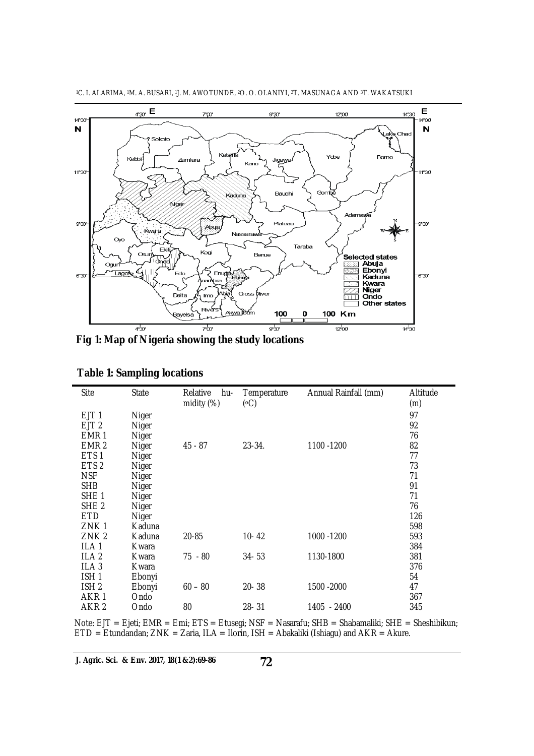Fig 1: Map of Nigeria showing the study locations

**Table 1: Sampling locations**

| Site | State | Relative humidity (%) | Temperature (°C) | Annual Rainfall (mm) | Altitude (m) |
|---|---|---|---|---|---|
| EJT 1 | Niger | | | | 97 |
| EJT 2 | Niger | | | | 92 |
| EMR 1 | Niger | | | | 76 |
| EMR 2 | Niger | 45 - 87 | 23-34. | 1100 -1200 | 82 |
| ETS 1 | Niger | | | | 77 |
| ETS 2 | Niger | | | | 73 |
| NSF | Niger | | | | 71 |
| SHB | Niger | | | | 91 |
| SHE 1 | Niger | | | | 71 |
| SHE 2 | Niger | | | | 76 |
| ETD | Niger | | | | 126 |
| ZNK 1 | Kaduna | | | | 598 |
| ZNK 2 | Kaduna | 20-85 | 10- 42 | 1000 -1200 | 593 |
| ILA 1 | Kwara | | | | 384 |
| ILA 2 | Kwara | 75 - 80 | 34- 53 | 1130-1800 | 381 |
| ILA 3 | Kwara | | | | 376 |
| ISH 1 | Ebonyi | | | | 54 |
| ISH 2 | Ebonyi | 60 – 80 | 20- 38 | 1500 -2000 | 47 |
| AKR 1 | Ondo | | | | 367 |
| AKR 2 | Ondo | 80 | 28- 31 | 1405 - 2400 | 345 |

Note: EJT = Ejeti; EMR = Emi; ETS = Etusegi; NSF = Nasarafu; SHB = Shabamaliki; SHE = Sheshibikun; ETD = Etundandan; ZNK = Zaria, ILA = Ilorin, ISH = Abakaliki (Ishiagu) and AKR = Akure.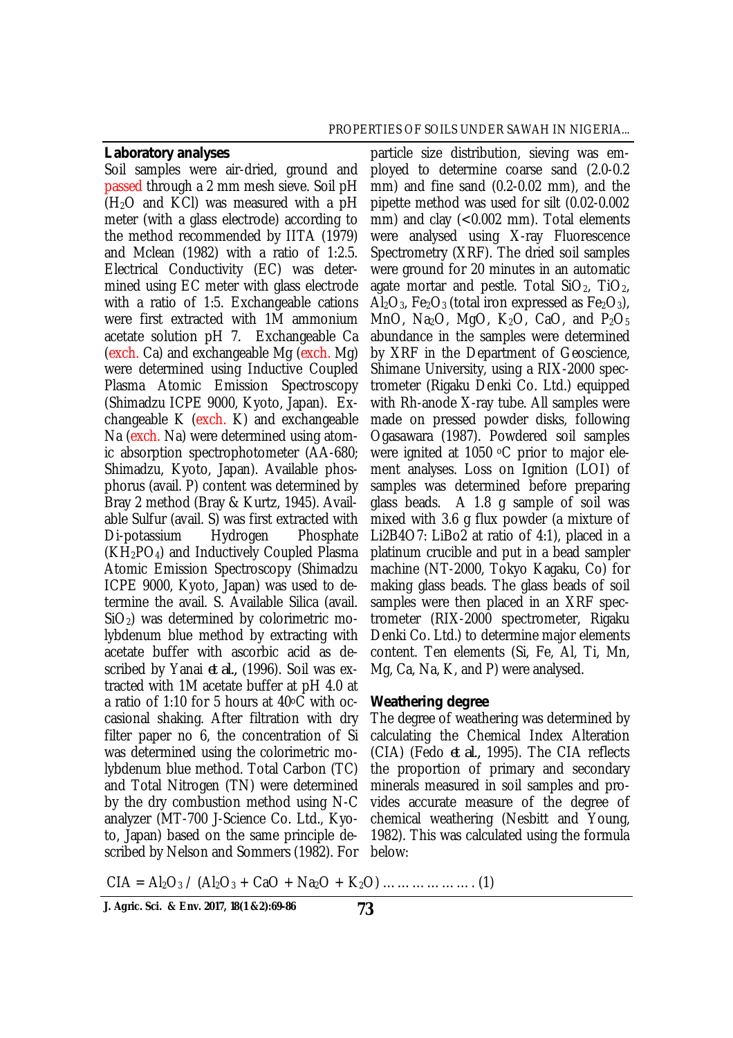### Laboratory analyses

Soil samples were air-dried, ground and passed through a 2 mm mesh sieve. Soil pH ($H_2O$ and KCl) was measured with a pH meter (with a glass electrode) according to the method recommended by IITA (1979) and Mclean (1982) with a ratio of 1:2.5. Electrical Conductivity (EC) was determined using EC meter with glass electrode with a ratio of 1:5. Exchangeable cations were first extracted with 1M ammonium acetate solution pH 7. Exchangeable Ca (exch. Ca) and exchangeable Mg (exch. Mg) were determined using Inductive Coupled Plasma Atomic Emission Spectroscopy (Shimadzu ICPE 9000, Kyoto, Japan). Exchangeable K (exch. K) and exchangeable Na (exch. Na) were determined using atomic absorption spectrophotometer (AA-680; Shimadzu, Kyoto, Japan). Available phosphorus (avail. P) content was determined by Bray 2 method (Bray & Kurtz, 1945). Available Sulfur (avail. S) was first extracted with Di-potassium Hydrogen Phosphate ($KH_2PO_4$) and Inductively Coupled Plasma Atomic Emission Spectroscopy (Shimadzu ICPE 9000, Kyoto, Japan) was used to determine the avail. S. Available Silica (avail. $SiO_2$) was determined by colorimetric molybdenum blue method by extracting with acetate buffer with ascorbic acid as described by Yanai *et al.*, (1996). Soil was extracted with 1M acetate buffer at pH 4.0 at a ratio of 1:10 for 5 hours at 40$^{o}$C with occasional shaking. After filtration with dry filter paper no 6, the concentration of Si was determined using the colorimetric molybdenum blue method. Total Carbon (TC) and Total Nitrogen (TN) were determined by the dry combustion method using N-C analyzer (MT-700 J-Science Co. Ltd., Kyoto, Japan) based on the same principle described by Nelson and Sommers (1982). For particle size distribution, sieving was employed to determine coarse sand (2.0-0.2 mm) and fine sand (0.2-0.02 mm), and the pipette method was used for silt (0.02-0.002 mm) and clay (<0.002 mm). Total elements were analysed using X-ray Fluorescence Spectrometry (XRF). The dried soil samples were ground for 20 minutes in an automatic agate mortar and pestle. Total $SiO_2$, $TiO_2$, $Al_2O_3$, $Fe_2O_3$ (total iron expressed as $Fe_2O_3$), MnO, $Na_2O$, MgO, $K_2O$, CaO, and $P_2O_5$ abundance in the samples were determined by XRF in the Department of Geoscience, Shimane University, using a RIX-2000 spectrometer (Rigaku Denki Co. Ltd.) equipped with Rh-anode X-ray tube. All samples were made on pressed powder disks, following Ogasawara (1987). Powdered soil samples were ignited at 1050 $^{o}$C prior to major element analyses. Loss on Ignition (LOI) of samples was determined before preparing glass beads. A 1.8 g sample of soil was mixed with 3.6 g flux powder (a mixture of Li2B4O7: LiBo2 at ratio of 4:1), placed in a platinum crucible and put in a bead sampler machine (NT-2000, Tokyo Kagaku, Co) for making glass beads. The glass beads of soil samples were then placed in an XRF spectrometer (RIX-2000 spectrometer, Rigaku Denki Co. Ltd.) to determine major elements content. Ten elements (Si, Fe, Al, Ti, Mn, Mg, Ca, Na, K, and P) were analysed.

### Weathering degree

The degree of weathering was determined by calculating the Chemical Index Alteration (CIA) (Fedo *et al.*, 1995). The CIA reflects the proportion of primary and secondary minerals measured in soil samples and provides accurate measure of the degree of chemical weathering (Nesbitt and Young, 1982). This was calculated using the formula below:

$$CIA = Al_2O_3 / (Al_2O_3 + CaO + Na_2O + K_2O) \quad \ldots\ldots\ldots\ldots\ldots\ldots (1)$$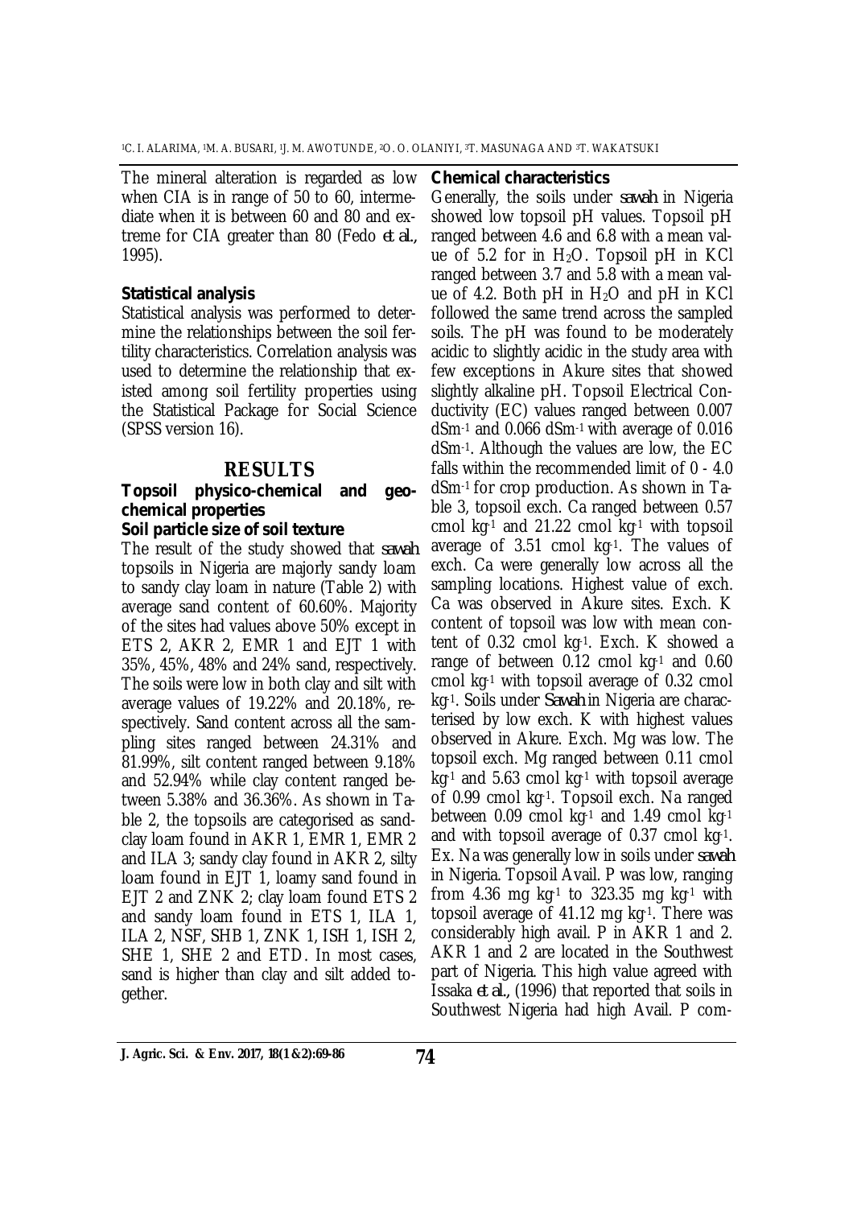The mineral alteration is regarded as low when CIA is in range of 50 to 60, intermediate when it is between 60 and 80 and extreme for CIA greater than 80 (Fedo *et al.,* 1995).

### Statistical analysis

Statistical analysis was performed to determine the relationships between the soil fertility characteristics. Correlation analysis was used to determine the relationship that existed among soil fertility properties using the Statistical Package for Social Science (SPSS version 16).

## RESULTS

### Topsoil physico-chemical and geochemical properties

#### Soil particle size of soil texture

The result of the study showed that *sawah* topsoils in Nigeria are majorly sandy loam to sandy clay loam in nature (Table 2) with average sand content of 60.60%. Majority of the sites had values above 50% except in ETS 2, AKR 2, EMR 1 and EJT 1 with 35%, 45%, 48% and 24% sand, respectively. The soils were low in both clay and silt with average values of 19.22% and 20.18%, respectively. Sand content across all the sampling sites ranged between 24.31% and 81.99%, silt content ranged between 9.18% and 52.94% while clay content ranged between 5.38% and 36.36%. As shown in Table 2, the topsoils are categorised as sand-clay loam found in AKR 1, EMR 1, EMR 2 and ILA 3; sandy clay found in AKR 2, silty loam found in EJT 1, loamy sand found in EJT 2 and ZNK 2; clay loam found ETS 2 and sandy loam found in ETS 1, ILA 1, ILA 2, NSF, SHB 1, ZNK 1, ISH 1, ISH 2, SHE 1, SHE 2 and ETD. In most cases, sand is higher than clay and silt added together.

### Chemical characteristics

Generally, the soils under *sawah* in Nigeria showed low topsoil pH values. Topsoil pH ranged between 4.6 and 6.8 with a mean value of 5.2 for in $H_2O$. Topsoil pH in KCl ranged between 3.7 and 5.8 with a mean value of 4.2. Both pH in $H_2O$ and pH in KCl followed the same trend across the sampled soils. The pH was found to be moderately acidic to slightly acidic in the study area with few exceptions in Akure sites that showed slightly alkaline pH. Topsoil Electrical Conductivity (EC) values ranged between 0.007 $dSm^{-1}$ and 0.066 $dSm^{-1}$ with average of 0.016 $dSm^{-1}$. Although the values are low, the EC falls within the recommended limit of 0 - 4.0 $dSm^{-1}$ for crop production. As shown in Table 3, topsoil exch. Ca ranged between 0.57 cmol $kg^{-1}$ and 21.22 cmol $kg^{-1}$ with topsoil average of 3.51 cmol $kg^{-1}$. The values of exch. Ca were generally low across all the sampling locations. Highest value of exch. Ca was observed in Akure sites. Exch. K content of topsoil was low with mean content of 0.32 cmol $kg^{-1}$. Exch. K showed a range of between 0.12 cmol $kg^{-1}$ and 0.60 cmol $kg^{-1}$ with topsoil average of 0.32 cmol $kg^{-1}$. Soils under *Sawah* in Nigeria are characterised by low exch. K with highest values observed in Akure. Exch. Mg was low. The topsoil exch. Mg ranged between 0.11 cmol $kg^{-1}$ and 5.63 cmol $kg^{-1}$ with topsoil average of 0.99 cmol $kg^{-1}$. Topsoil exch. Na ranged between 0.09 cmol $kg^{-1}$ and 1.49 cmol $kg^{-1}$ and with topsoil average of 0.37 cmol $kg^{-1}$. Ex. Na was generally low in soils under *sawah* in Nigeria. Topsoil Avail. P was low, ranging from 4.36 mg $kg^{-1}$ to 323.35 mg $kg^{-1}$ with topsoil average of 41.12 mg $kg^{-1}$. There was considerably high avail. P in AKR 1 and 2. AKR 1 and 2 are located in the Southwest part of Nigeria. This high value agreed with Issaka *et al.,* (1996) that reported that soils in Southwest Nigeria had high Avail. P com-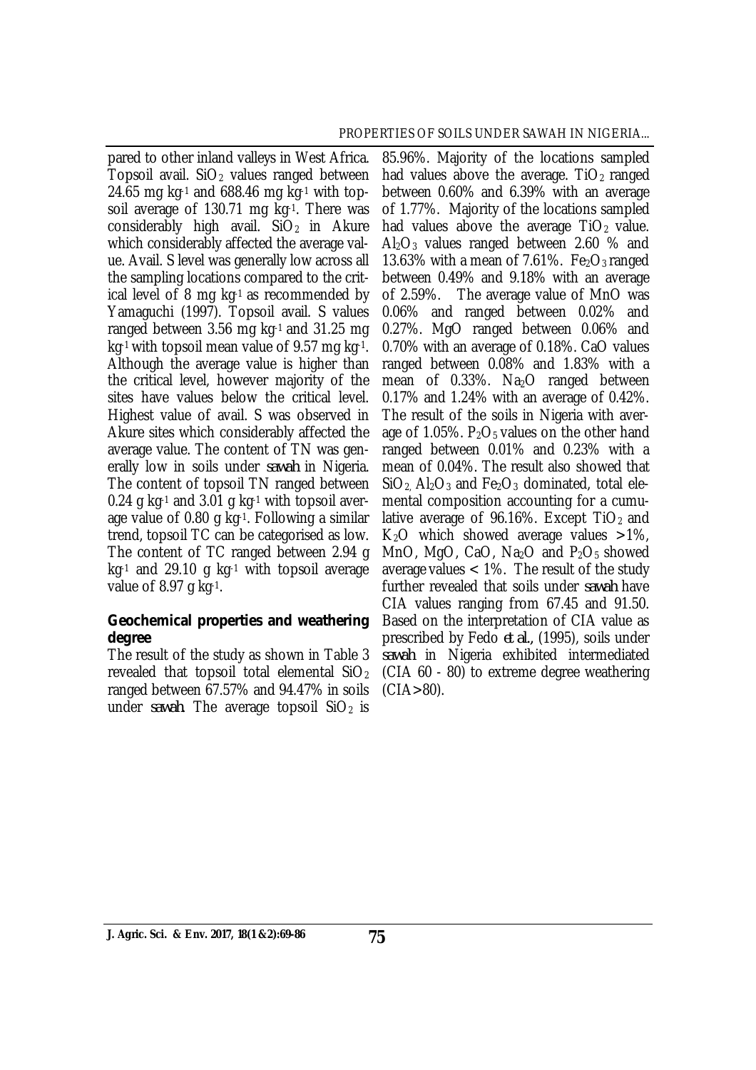pared to other inland valleys in West Africa. Topsoil avail. $SiO_2$ values ranged between 24.65 mg $kg^{-1}$ and 688.46 mg $kg^{-1}$ with topsoil average of 130.71 mg $kg^{-1}$. There was considerably high avail. $SiO_2$ in Akure which considerably affected the average value. Avail. S level was generally low across all the sampling locations compared to the critical level of 8 mg $kg^{-1}$ as recommended by Yamaguchi (1997). Topsoil avail. S values ranged between 3.56 mg $kg^{-1}$ and 31.25 mg $kg^{-1}$ with topsoil mean value of 9.57 mg $kg^{-1}$. Although the average value is higher than the critical level, however majority of the sites have values below the critical level. Highest value of avail. S was observed in Akure sites which considerably affected the average value. The content of TN was generally low in soils under *sawah* in Nigeria. The content of topsoil TN ranged between 0.24 g $kg^{-1}$ and 3.01 g $kg^{-1}$ with topsoil average value of 0.80 g $kg^{-1}$. Following a similar trend, topsoil TC can be categorised as low. The content of TC ranged between 2.94 g $kg^{-1}$ and 29.10 g $kg^{-1}$ with topsoil average value of 8.97 g $kg^{-1}$.

### Geochemical properties and weathering degree

The result of the study as shown in Table 3 revealed that topsoil total elemental $SiO_2$ ranged between 67.57% and 94.47% in soils under *sawah*. The average topsoil $SiO_2$ is 85.96%. Majority of the locations sampled had values above the average. $TiO_2$ ranged between 0.60% and 6.39% with an average of 1.77%. Majority of the locations sampled had values above the average $TiO_2$ value. $Al_2O_3$ values ranged between 2.60 % and 13.63% with a mean of 7.61%. $Fe_2O_3$ ranged between 0.49% and 9.18% with an average of 2.59%. The average value of MnO was 0.06% and ranged between 0.02% and 0.27%. MgO ranged between 0.06% and 0.70% with an average of 0.18%. CaO values ranged between 0.08% and 1.83% with a mean of 0.33%. $Na_2O$ ranged between 0.17% and 1.24% with an average of 0.42%. The result of the soils in Nigeria with average of 1.05%. $P_2O_5$ values on the other hand ranged between 0.01% and 0.23% with a mean of 0.04%. The result also showed that $SiO_2$, $Al_2O_3$ and $Fe_2O_3$ dominated, total elemental composition accounting for a cumulative average of 96.16%. Except $TiO_2$ and $K_2O$ which showed average values >1%, MnO, MgO, CaO, $Na_2O$ and $P_2O_5$ showed average values < 1%. The result of the study further revealed that soils under *sawah* have CIA values ranging from 67.45 and 91.50. Based on the interpretation of CIA value as prescribed by Fedo *et al.*, (1995), soils under *sawah* in Nigeria exhibited intermediated (CIA 60 - 80) to extreme degree weathering (CIA>80).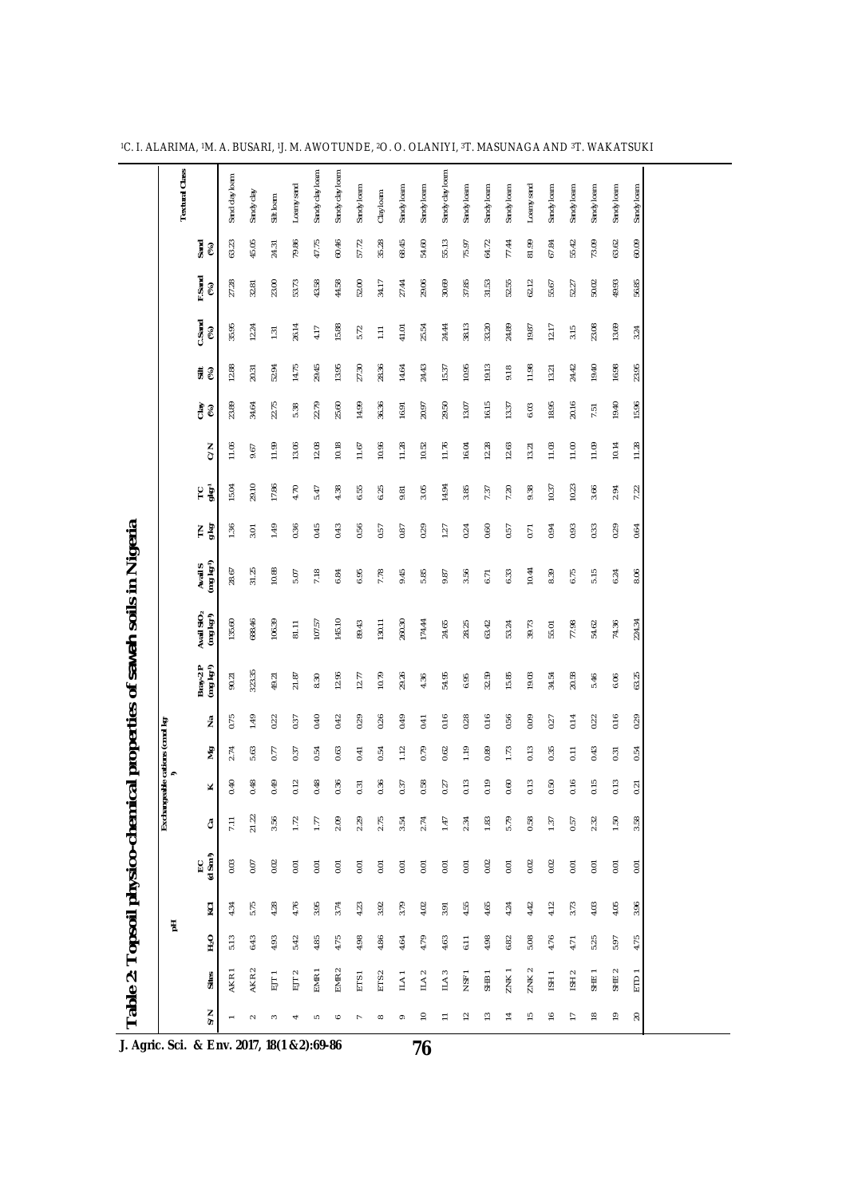Table 2: Topsoil physico-chemical properties of sawah soils in Nigeria

| S/N | Sites | pH | | EC | Exchangeable cations (cmol kg⁻¹) | | | | Bray-2 P | Avail $SiO_2$ | Avail S | TN | TC | C/N | Clay | Silt | C.Sand | F.Sand | Sand | Textural Class |
|---|---|---|---|---|---|---|---|---|---|---|---|---|---|---|---|---|---|---|---|---|
| | | $H_2O$ | KCl | (dSm⁻¹) | Ca | K | Mg | Na | (mg kg⁻¹) | (mg kg⁻¹) | (mg kg⁻¹) | g kg | g kg⁻¹ | | (%) | (%) | (%) | (%) | (%) | |
| 1 | AKR 1 | 5.13 | 4.34 | 0.03 | 7.11 | 0.40 | 2.74 | 0.75 | 90.21 | 135.60 | 28.67 | 1.36 | 15.04 | 11.05 | 23.89 | 12.88 | 35.95 | 27.28 | 63.23 | Sand clay loam |
| 2 | AKR 2 | 6.43 | 5.75 | 0.07 | 21.22 | 0.48 | 5.63 | 1.49 | 323.35 | 688.46 | 31.25 | 3.01 | 29.10 | 9.67 | 34.64 | 20.31 | 12.24 | 32.81 | 45.05 | Sandy clay |
| 3 | EJT 1 | 4.93 | 4.28 | 0.02 | 3.56 | 0.49 | 0.77 | 0.22 | 49.21 | 106.39 | 10.88 | 1.49 | 17.86 | 11.99 | 22.75 | 52.94 | 1.31 | 23.00 | 24.31 | Silt loam |
| 4 | EJT 2 | 5.42 | 4.76 | 0.01 | 1.72 | 0.12 | 0.37 | 0.37 | 21.87 | 81.11 | 5.07 | 0.36 | 4.70 | 13.05 | 5.38 | 14.75 | 26.14 | 53.73 | 79.86 | Loamy sand |
| 5 | EMR 1 | 4.85 | 3.95 | 0.01 | 1.77 | 0.48 | 0.54 | 0.40 | 8.30 | 107.57 | 7.18 | 0.45 | 5.47 | 12.08 | 22.79 | 29.45 | 4.17 | 43.58 | 47.75 | Sandy clay loam |
| 6 | EMR 2 | 4.75 | 3.74 | 0.01 | 2.09 | 0.36 | 0.63 | 0.42 | 12.96 | 145.10 | 6.84 | 0.43 | 4.38 | 10.18 | 25.60 | 13.95 | 15.88 | 44.58 | 60.46 | Sandy clay loam |
| 7 | ETS 1 | 4.98 | 4.23 | 0.01 | 2.29 | 0.31 | 0.41 | 0.29 | 12.77 | 89.43 | 6.95 | 0.56 | 6.55 | 11.67 | 14.99 | 27.30 | 5.72 | 52.00 | 57.72 | Sandy loam |
| 8 | ETS 2 | 4.86 | 3.92 | 0.01 | 2.75 | 0.36 | 0.54 | 0.26 | 10.79 | 130.11 | 7.78 | 0.57 | 6.25 | 10.96 | 36.36 | 28.36 | 1.11 | 34.17 | 35.28 | Clay loam |
| 9 | ILA 1 | 4.64 | 3.79 | 0.01 | 3.54 | 0.37 | 1.12 | 0.49 | 29.26 | 260.30 | 9.45 | 0.87 | 9.81 | 11.28 | 16.91 | 14.64 | 41.01 | 27.44 | 68.45 | Sandy loam |
| 10 | ILA 2 | 4.79 | 4.02 | 0.01 | 2.74 | 0.58 | 0.79 | 0.41 | 4.36 | 174.44 | 5.85 | 0.29 | 3.05 | 10.52 | 20.97 | 24.43 | 25.54 | 29.06 | 54.60 | Sandy loam |
| 11 | ILA 3 | 4.63 | 3.91 | 0.01 | 1.47 | 0.27 | 0.62 | 0.16 | 54.95 | 24.65 | 9.87 | 1.27 | 14.94 | 11.76 | 29.50 | 15.37 | 24.44 | 30.69 | 55.13 | Sandy clay loam |
| 12 | NSF 1 | 6.11 | 4.55 | 0.01 | 2.34 | 0.13 | 1.19 | 0.28 | 6.95 | 28.25 | 3.56 | 0.24 | 3.85 | 16.04 | 13.07 | 10.95 | 38.13 | 37.85 | 75.97 | Sandy loam |
| 13 | SHB 1 | 4.98 | 4.65 | 0.02 | 1.83 | 0.19 | 0.89 | 0.16 | 32.59 | 63.42 | 6.71 | 0.60 | 7.37 | 12.28 | 16.15 | 19.13 | 33.20 | 31.53 | 64.72 | Sandy loam |
| 14 | ZNK 1 | 6.82 | 4.24 | 0.01 | 5.79 | 0.60 | 1.73 | 0.56 | 15.85 | 53.24 | 6.33 | 0.57 | 7.20 | 12.63 | 13.37 | 9.18 | 24.89 | 52.55 | 77.44 | Sandy loam |
| 15 | ZNK 2 | 5.08 | 4.42 | 0.02 | 0.58 | 0.13 | 0.13 | 0.09 | 19.03 | 39.73 | 10.44 | 0.71 | 9.38 | 13.21 | 6.03 | 11.98 | 19.87 | 62.12 | 81.99 | Loamy sand |
| 16 | ISH 1 | 4.76 | 4.12 | 0.02 | 1.37 | 0.50 | 0.35 | 0.27 | 34.54 | 55.01 | 8.39 | 0.94 | 10.37 | 11.03 | 18.95 | 13.21 | 12.17 | 55.67 | 67.84 | Sandy loam |
| 17 | ISH 2 | 4.71 | 3.73 | 0.01 | 0.57 | 0.16 | 0.11 | 0.14 | 20.58 | 77.98 | 6.75 | 0.93 | 10.23 | 11.00 | 20.16 | 24.42 | 3.15 | 52.27 | 55.42 | Sandy loam |
| 18 | SHE 1 | 5.25 | 4.03 | 0.01 | 2.32 | 0.15 | 0.43 | 0.22 | 5.46 | 54.62 | 5.15 | 0.33 | 3.66 | 11.09 | 7.51 | 19.40 | 23.08 | 50.02 | 73.09 | Sandy loam |
| 19 | SHE 2 | 5.97 | 4.05 | 0.01 | 1.50 | 0.13 | 0.31 | 0.16 | 6.06 | 74.36 | 6.24 | 0.29 | 2.94 | 10.14 | 19.40 | 16.98 | 13.69 | 49.93 | 63.62 | Sandy loam |
| 20 | ETD 1 | 4.75 | 3.96 | 0.01 | 3.58 | 0.21 | 0.54 | 0.29 | 63.25 | 224.34 | 8.06 | 0.64 | 7.22 | 11.28 | 15.96 | 23.95 | 3.24 | 56.85 | 60.09 | Sandy loam |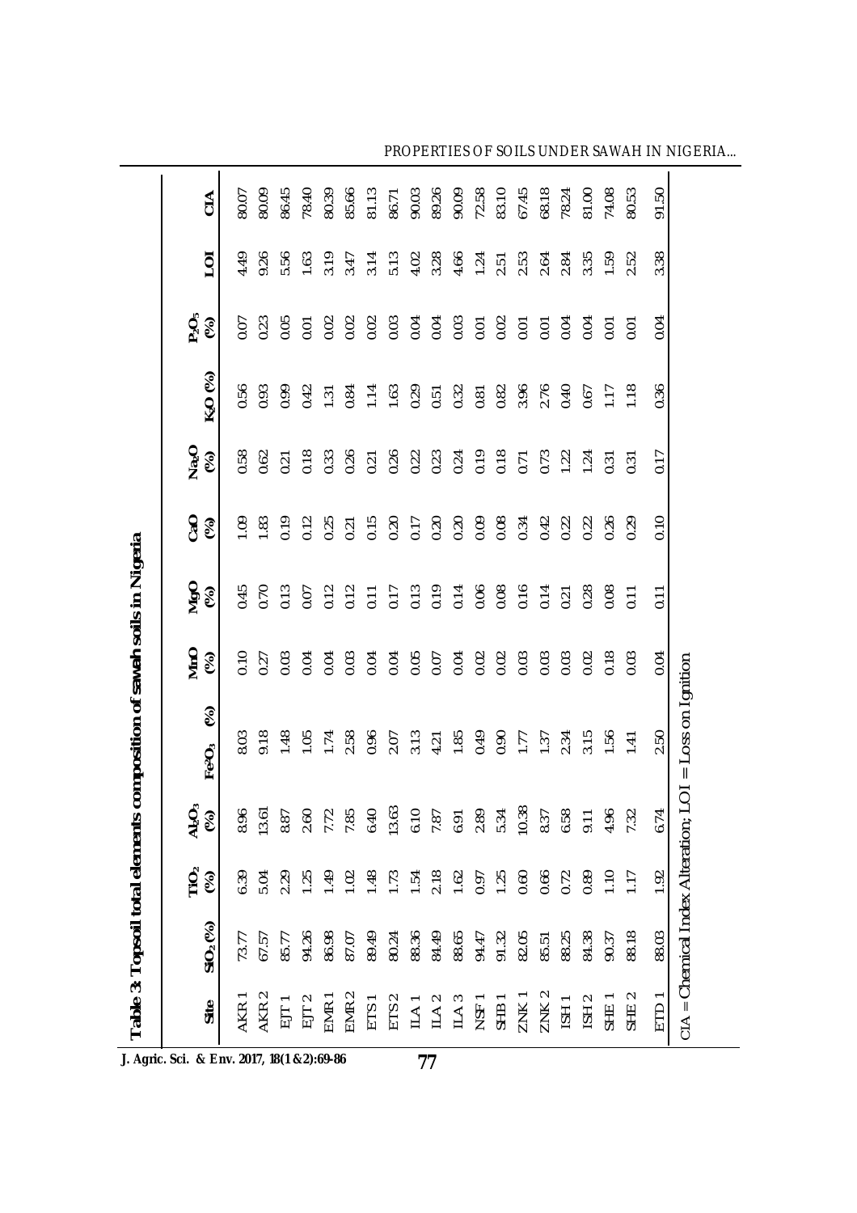**Table 3: Topsoil total elements composition of sawah soils in Nigeria**

| Site | $SiO_2$ (%) | $TiO_2$ (%) | $Al_2O_3$ (%) | $Fe_2O_3$ (%) | MnO (%) | MgO (%) | CaO (%) | $Na_2O$ (%) | $K_2O$ (%) | $P_2O_5$ (%) | LOI | CIA |
|---|---|---|---|---|---|---|---|---|---|---|---|---|
| AKR 1 | 73.77 | 6.39 | 8.96 | 8.03 | 0.10 | 0.45 | 1.09 | 0.58 | 0.56 | 0.07 | 4.49 | 80.07 |
| AKR 2 | 67.57 | 5.04 | 13.61 | 9.18 | 0.27 | 0.70 | 1.83 | 0.62 | 0.93 | 0.23 | 9.26 | 80.09 |
| EJT 1 | 85.77 | 2.29 | 8.87 | 1.48 | 0.03 | 0.13 | 0.19 | 0.21 | 0.99 | 0.05 | 5.56 | 86.45 |
| EJT 2 | 94.26 | 1.25 | 2.60 | 1.05 | 0.04 | 0.07 | 0.12 | 0.18 | 0.42 | 0.01 | 1.63 | 78.40 |
| EMR 1 | 86.98 | 1.49 | 7.72 | 1.74 | 0.04 | 0.12 | 0.25 | 0.33 | 1.31 | 0.02 | 3.19 | 80.39 |
| EMR 2 | 87.07 | 1.02 | 7.85 | 2.58 | 0.03 | 0.12 | 0.21 | 0.26 | 0.84 | 0.02 | 3.47 | 85.66 |
| ETS 1 | 89.49 | 1.48 | 6.40 | 0.96 | 0.04 | 0.11 | 0.15 | 0.21 | 1.14 | 0.02 | 3.14 | 81.13 |
| ETS 2 | 80.24 | 1.73 | 13.63 | 2.07 | 0.04 | 0.17 | 0.20 | 0.26 | 1.63 | 0.03 | 5.13 | 86.71 |
| ILA 1 | 88.36 | 1.54 | 6.10 | 3.13 | 0.05 | 0.13 | 0.17 | 0.22 | 0.29 | 0.04 | 4.02 | 90.03 |
| ILA 2 | 84.49 | 2.18 | 7.87 | 4.21 | 0.07 | 0.19 | 0.20 | 0.23 | 0.51 | 0.04 | 3.28 | 89.26 |
| ILA 3 | 88.65 | 1.62 | 6.91 | 1.85 | 0.04 | 0.14 | 0.20 | 0.24 | 0.32 | 0.03 | 4.66 | 90.09 |
| NSF 1 | 94.47 | 0.97 | 2.89 | 0.49 | 0.02 | 0.06 | 0.09 | 0.19 | 0.81 | 0.01 | 1.24 | 72.58 |
| SHB 1 | 91.32 | 1.25 | 5.34 | 0.90 | 0.02 | 0.08 | 0.08 | 0.18 | 0.82 | 0.02 | 2.51 | 83.10 |
| ZNK 1 | 82.05 | 0.60 | 10.38 | 1.77 | 0.03 | 0.16 | 0.34 | 0.71 | 3.96 | 0.01 | 2.53 | 67.45 |
| ZNK 2 | 85.51 | 0.66 | 8.37 | 1.37 | 0.03 | 0.14 | 0.42 | 0.73 | 2.76 | 0.01 | 2.64 | 68.18 |
| ISH 1 | 88.25 | 0.72 | 6.58 | 2.34 | 0.03 | 0.21 | 0.22 | 1.22 | 0.40 | 0.04 | 2.84 | 78.24 |
| ISH 2 | 84.38 | 0.89 | 9.11 | 3.15 | 0.02 | 0.28 | 0.22 | 1.24 | 0.67 | 0.04 | 3.35 | 81.00 |
| SHE 1 | 90.37 | 1.10 | 4.96 | 1.56 | 0.18 | 0.08 | 0.26 | 0.31 | 1.17 | 0.01 | 1.59 | 74.08 |
| SHE 2 | 88.18 | 1.17 | 7.32 | 1.41 | 0.03 | 0.11 | 0.29 | 0.31 | 1.18 | 0.01 | 2.52 | 80.53 |
| ETD 1 | 88.03 | 1.92 | 6.74 | 2.50 | 0.04 | 0.11 | 0.10 | 0.17 | 0.36 | 0.04 | 3.38 | 91.50 |

CIA = Chemical Index Alteration; LOI = Loss on Ignition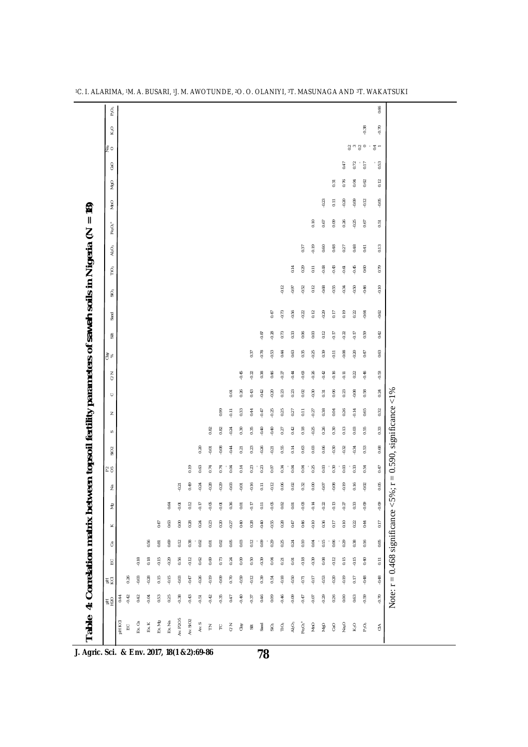**Table 4: Correlation matrix between topsoil fertility parameters of sawah soils in Nigeria (N = 18)**

| | pH H₂O | pH KCl | EC | Ca | K | Mg | Na | P2 O5 | SiO2 | S | N | C | C/N | Clay % | Silt | Sand | $SiO_2$ | $TiO_2$ | $Al_2O_3$ | $Fe_2O_3$* | MnO | MgO | CaO | $Na_2O$ | $K_2O$ | $P_2O_5$ |
|---|---|---|---|---|---|---|---|---|---|---|---|---|---|---|---|---|---|---|---|---|---|---|---|---|---|---|
| pH KCl | 0.44 | | | | | | | | | | | | | | | | | | | | | | | | | |
| EC | -0.42 | 0.26 | | | | | | | | | | | | | | | | | | | | | | | | |
| Ex. Ca | 0.42 | -0.03 | -0.18 | | | | | | | | | | | | | | | | | | | | | | | |
| Ex. K | -0.04 | -0.28 | 0.18 | 0.56 | | | | | | | | | | | | | | | | | | | | | | |
| Ex. Mg | 0.53 | 0.15 | -0.15 | 0.81 | 0.47 | | | | | | | | | | | | | | | | | | | | | |
| Ex. Na | 0.25 | -0.15 | -0.29 | 0.69 | 0.63 | 0.64 | | | | | | | | | | | | | | | | | | | | |
| Av. P2O5 | -0.38 | -0.03 | 0.56 | 0.12 | 0.00 | -0.01 | -0.21 | | | | | | | | | | | | | | | | | | | |
| Av. SiO2 | -0.43 | -0.47 | -0.12 | 0.38 | 0.28 | 0.12 | 0.49 | 0.19 | | | | | | | | | | | | | | | | | | |
| Av. S | -0.51 | -0.26 | 0.62 | 0.02 | 0.24 | -0.17 | -0.24 | 0.63 | 0.20 | | | | | | | | | | | | | | | | | |
| TN | -0.42 | -0.19 | 0.69 | 0.01 | 0.23 | -0.05 | -0.28 | 0.74 | -0.01 | 0.82 | | | | | | | | | | | | | | | | |
| TC | -0.35 | -0.09 | 0.73 | 0.02 | 0.20 | -0.01 | -0.29 | 0.74 | -0.08 | 0.82 | 0.99 | | | | | | | | | | | | | | | |
| C/N | 0.47 | 0.70 | 0.24 | 0.05 | -0.27 | 0.36 | -0.03 | 0.04 | -0.44 | -0.24 | -0.11 | 0.01 | | | | | | | | | | | | | | |
| Clay | -0.40 | -0.59 | 0.09 | 0.03 | 0.40 | 0.01 | -0.01 | 0.14 | 0.21 | 0.30 | 0.33 | 0.26 | -0.45 | | | | | | | | | | | | | |
| Silt | -0.37 | -0.12 | 0.50 | -0.12 | 0.28 | -0.17 | -0.16 | 0.23 | 0.23 | 0.35 | 0.44 | 0.43 | -0.12 | 0.37 | | | | | | | | | | | | |
| Sand | 0.46 | 0.39 | -0.39 | -0.09 | -0.40 | 0.11 | 0.11 | -0.23 | -0.26 | -0.40 | -0.47 | -0.42 | 0.39 | -0.78 | -0.87 | | | | | | | | | | | |
| $SiO_2$ | 0.09 | 0.54 | 0.04 | -0.29 | -0.55 | -0.05 | -0.12 | 0.07 | -0.21 | -0.40 | -0.25 | -0.20 | 0.46 | -0.53 | -0.38 | 0.47 | | | | | | | | | | |
| $TiO_2$ | -0.46 | -0.18 | 0.21 | 0.25 | 0.28 | 0.02 | 0.06 | 0.34 | 0.55 | 0.27 | 0.25 | 0.23 | -0.27 | 0.44 | 0.73 | -0.73 | -0.12 | | | | | | | | | |
| $Al_2O_3$ | -0.09 | -0.50 | 0.01 | 0.24 | 0.47 | 0.01 | 0.02 | 0.04 | 0.14 | 0.42 | 0.27 | 0.23 | -0.44 | 0.63 | 0.33 | -0.56 | -0.97 | 0.14 | | | | | | | | |
| $Fe_2O_3$* | -0.47 | -0.71 | -0.18 | 0.10 | 0.46 | -0.08 | 0.32 | 0.04 | 0.63 | 0.18 | 0.11 | 0.02 | -0.63 | 0.35 | 0.06 | -0.22 | -0.52 | 0.29 | 0.37 | | | | | | | |
| MnO | -0.07 | -0.17 | -0.39 | 0.04 | -0.10 | -0.14 | 0.00 | -0.25 | 0.03 | -0.25 | -0.27 | -0.30 | -0.36 | -0.25 | 0.03 | 0.12 | 0.12 | 0.11 | -0.19 | 0.10 | | | | | | |
| MgO | -0.29 | -0.53 | 0.08 | -0.15 | 0.36 | -0.22 | -0.07 | 0.03 | 0.06 | 0.26 | 0.38 | 0.31 | -0.42 | 0.39 | 0.12 | -0.29 | -0.68 | -0.08 | 0.60 | 0.67 | -0.23 | | | | | |
| CaO | 0.26 | -0.20 | -0.12 | -0.06 | 0.17 | -0.13 | -0.08 | -0.30 | -0.30 | 0.30 | 0.04 | 0.06 | -0.16 | -0.11 | -0.17 | 0.17 | -0.55 | -0.43 | 0.48 | 0.09 | 0.11 | 0.31 | | | | |
| $Na_2O$ | 0.00 | -0.19 | 0.15 | -0.29 | 0.10 | -0.27 | -0.19 | 0.03 | -0.32 | 0.13 | 0.26 | 0.23 | -0.11 | -0.08 | -0.22 | 0.19 | -0.34 | -0.61 | 0.27 | 0.26 | -0.20 | 0.76 | 0.47 | | | |
| $K_2O$ | 0.63 | 0.17 | -0.15 | 0.38 | 0.22 | 0.33 | 0.16 | 0.33 | -0.34 | 0.03 | -0.14 | -0.08 | 0.22 | -0.20 | -0.17 | 0.22 | -0.50 | -0.45 | 0.48 | -0.25 | -0.09 | 0.04 | 0.72 | 0.23 | | |
| $P_2O_5$ | -0.59 | -0.48 | 0.40 | 0.16 | 0.44 | -0.09 | -0.02 | 0.54 | 0.53 | 0.55 | 0.65 | 0.58 | -0.46 | 0.47 | 0.59 | -0.64 | -0.46 | 0.60 | 0.41 | 0.67 | -0.12 | 0.62 | -0.17 | -0.20 | -0.38 | |
| CIA | -0.70 | -0.48 | 0.11 | 0.05 | 0.17 | -0.09 | 0.05 | 0.47 | 0.68 | 0.33 | 0.32 | 0.24 | -0.53 | 0.63 | 0.42 | -0.62 | -0.10 | 0.79 | 0.13 | 0.51 | -0.05 | 0.12 | -0.53 | -0.41 | -0.70 | 0.66 |

Note: r = 0.468 significance <5%; r = 0.590, significance <1%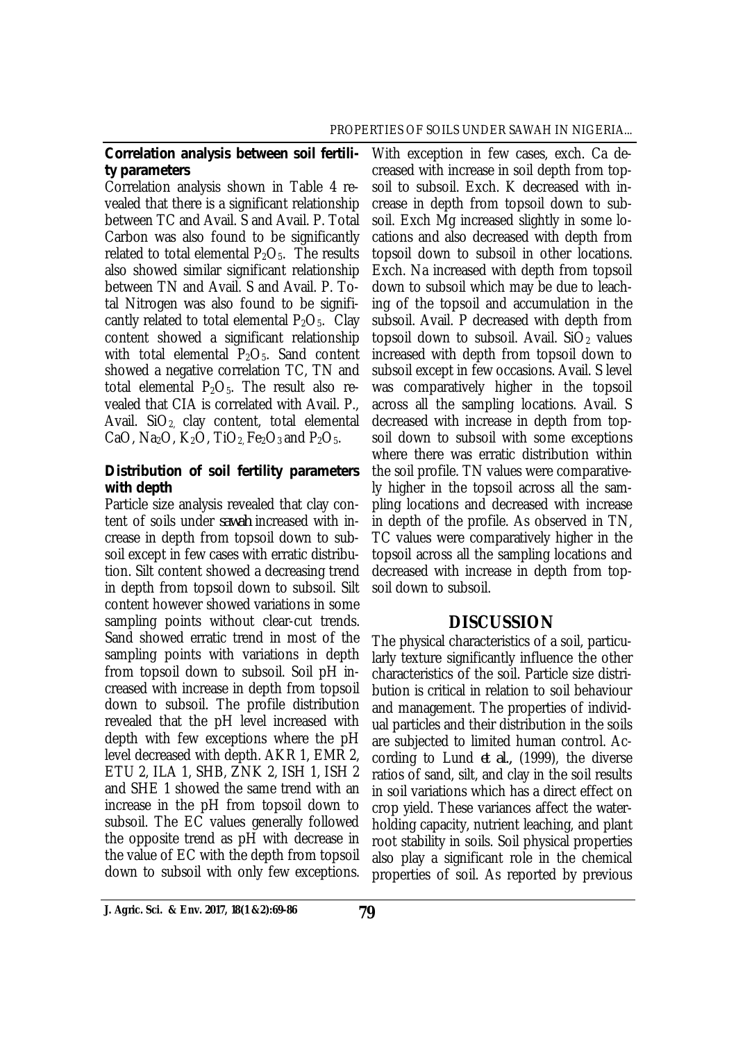**Correlation analysis between soil fertility parameters**

Correlation analysis shown in Table 4 revealed that there is a significant relationship between TC and Avail. S and Avail. P. Total Carbon was also found to be significantly related to total elemental $P_2O_5$. The results also showed similar significant relationship between TN and Avail. S and Avail. P. Total Nitrogen was also found to be significantly related to total elemental $P_2O_5$. Clay content showed a significant relationship with total elemental $P_2O_5$. Sand content showed a negative correlation TC, TN and total elemental $P_2O_5$. The result also revealed that CIA is correlated with Avail. P., Avail. $SiO_2$, clay content, total elemental CaO, $Na_2O$, $K_2O$, $TiO_2$, $Fe_2O_3$ and $P_2O_5$.

**Distribution of soil fertility parameters with depth**

Particle size analysis revealed that clay content of soils under *sawah* increased with increase in depth from topsoil down to subsoil except in few cases with erratic distribution. Silt content showed a decreasing trend in depth from topsoil down to subsoil. Silt content however showed variations in some sampling points without clear-cut trends. Sand showed erratic trend in most of the sampling points with variations in depth from topsoil down to subsoil. Soil pH increased with increase in depth from topsoil down to subsoil. The profile distribution revealed that the pH level increased with depth with few exceptions where the pH level decreased with depth. AKR 1, EMR 2, ETU 2, ILA 1, SHB, ZNK 2, ISH 1, ISH 2 and SHE 1 showed the same trend with an increase in the pH from topsoil down to subsoil. The EC values generally followed the opposite trend as pH with decrease in the value of EC with the depth from topsoil down to subsoil with only few exceptions. With exception in few cases, exch. Ca decreased with increase in soil depth from topsoil to subsoil. Exch. K decreased with increase in depth from topsoil down to subsoil. Exch Mg increased slightly in some locations and also decreased with depth from topsoil down to subsoil in other locations. Exch. Na increased with depth from topsoil down to subsoil which may be due to leaching of the topsoil and accumulation in the subsoil. Avail. P decreased with depth from topsoil down to subsoil. Avail. $SiO_2$ values increased with depth from topsoil down to subsoil except in few occasions. Avail. S level was comparatively higher in the topsoil across all the sampling locations. Avail. S decreased with increase in depth from topsoil down to subsoil with some exceptions where there was erratic distribution within the soil profile. TN values were comparatively higher in the topsoil across all the sampling locations and decreased with increase in depth of the profile. As observed in TN, TC values were comparatively higher in the topsoil across all the sampling locations and decreased with increase in depth from topsoil down to subsoil.

## DISCUSSION

The physical characteristics of a soil, particularly texture significantly influence the other characteristics of the soil. Particle size distribution is critical in relation to soil behaviour and management. The properties of individual particles and their distribution in the soils are subjected to limited human control. According to Lund *et al.*, (1999), the diverse ratios of sand, silt, and clay in the soil results in soil variations which has a direct effect on crop yield. These variances affect the water-holding capacity, nutrient leaching, and plant root stability in soils. Soil physical properties also play a significant role in the chemical properties of soil. As reported by previous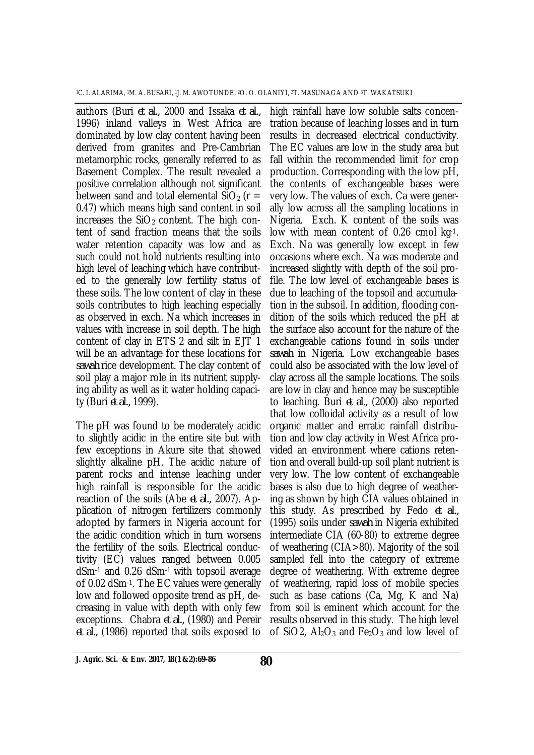authors (Buri *et al.,* 2000 and Issaka *et al.,* 1996) inland valleys in West Africa are dominated by low clay content having been derived from granites and Pre-Cambrian metamorphic rocks, generally referred to as Basement Complex. The result revealed a positive correlation although not significant between sand and total elemental $SiO_2$ (r = 0.47) which means high sand content in soil increases the $SiO_2$ content. The high content of sand fraction means that the soils water retention capacity was low and as such could not hold nutrients resulting into high level of leaching which have contributed to the generally low fertility status of these soils. The low content of clay in these soils contributes to high leaching especially as observed in exch. Na which increases in values with increase in soil depth. The high content of clay in ETS 2 and silt in EJT 1 will be an advantage for these locations for *sawah* rice development. The clay content of soil play a major role in its nutrient supplying ability as well as it water holding capacity (Buri *et al.,* 1999).

The pH was found to be moderately acidic to slightly acidic in the entire site but with few exceptions in Akure site that showed slightly alkaline pH. The acidic nature of parent rocks and intense leaching under high rainfall is responsible for the acidic reaction of the soils (Abe *et al.,* 2007). Application of nitrogen fertilizers commonly adopted by farmers in Nigeria account for the acidic condition which in turn worsens the fertility of the soils. Electrical conductivity (EC) values ranged between 0.005 $dSm^{-1}$ and 0.26 $dSm^{-1}$ with topsoil average of 0.02 $dSm^{-1}$. The EC values were generally low and followed opposite trend as pH, decreasing in value with depth with only few exceptions. Chabra *et al.,* (1980) and Pereir *et al.,* (1986) reported that soils exposed to high rainfall have low soluble salts concentration because of leaching losses and in turn results in decreased electrical conductivity. The EC values are low in the study area but fall within the recommended limit for crop production. Corresponding with the low pH, the contents of exchangeable bases were very low. The values of exch. Ca were generally low across all the sampling locations in Nigeria. Exch. K content of the soils was low with mean content of 0.26 cmol $kg^{-1}$. Exch. Na was generally low except in few occasions where exch. Na was moderate and increased slightly with depth of the soil profile. The low level of exchangeable bases is due to leaching of the topsoil and accumulation in the subsoil. In addition, flooding condition of the soils which reduced the pH at the surface also account for the nature of the exchangeable cations found in soils under *sawah* in Nigeria. Low exchangeable bases could also be associated with the low level of clay across all the sample locations. The soils are low in clay and hence may be susceptible to leaching. Buri *et al.,* (2000) also reported that low colloidal activity as a result of low organic matter and erratic rainfall distribution and low clay activity in West Africa provided an environment where cations retention and overall build-up soil plant nutrient is very low. The low content of exchangeable bases is also due to high degree of weathering as shown by high CIA values obtained in this study. As prescribed by Fedo *et al.,* (1995) soils under *sawah* in Nigeria exhibited intermediate CIA (60-80) to extreme degree of weathering (CIA>80). Majority of the soil sampled fell into the category of extreme degree of weathering. With extreme degree of weathering, rapid loss of mobile species such as base cations (Ca, Mg, K and Na) from soil is eminent which account for the results observed in this study. The high level of SiO2, $Al_2O_3$ and $Fe_2O_3$ and low level of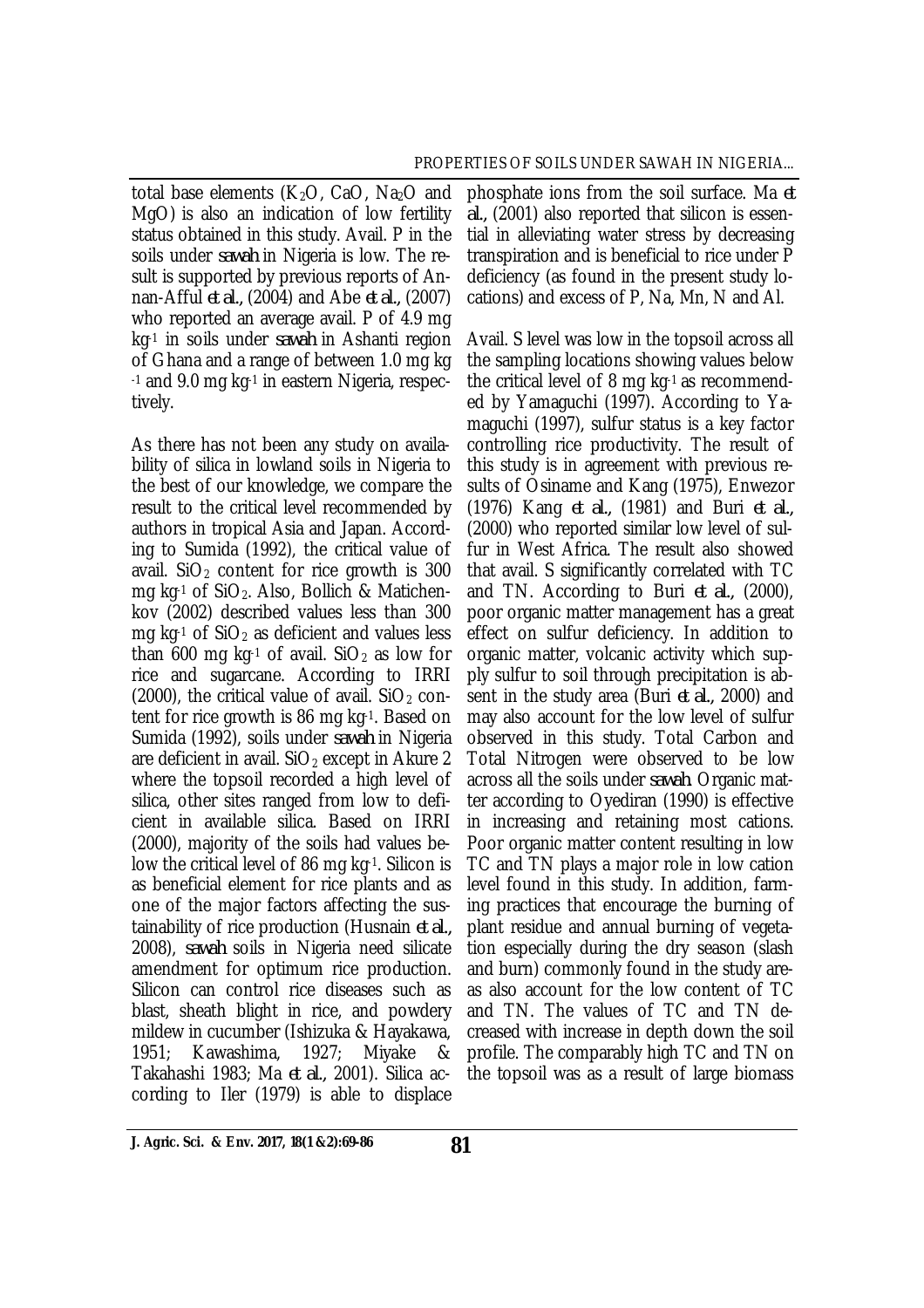total base elements ($K_2O$, CaO, $Na_2O$ and MgO) is also an indication of low fertility status obtained in this study. Avail. P in the soils under *sawah* in Nigeria is low. The result is supported by previous reports of Annan-Afful *et al.*, (2004) and Abe *et al.*, (2007) who reported an average avail. P of 4.9 mg $kg^{-1}$ in soils under *sawah* in Ashanti region of Ghana and a range of between 1.0 mg $kg^{-1}$ and 9.0 mg $kg^{-1}$ in eastern Nigeria, respectively.

As there has not been any study on availability of silica in lowland soils in Nigeria to the best of our knowledge, we compare the result to the critical level recommended by authors in tropical Asia and Japan. According to Sumida (1992), the critical value of avail. $SiO_2$ content for rice growth is 300 mg $kg^{-1}$ of $SiO_2$. Also, Bollich & Matichenkov (2002) described values less than 300 mg $kg^{-1}$ of $SiO_2$ as deficient and values less than 600 mg $kg^{-1}$ of avail. $SiO_2$ as low for rice and sugarcane. According to IRRI (2000), the critical value of avail. $SiO_2$ content for rice growth is 86 mg $kg^{-1}$. Based on Sumida (1992), soils under *sawah* in Nigeria are deficient in avail. $SiO_2$ except in Akure 2 where the topsoil recorded a high level of silica, other sites ranged from low to deficient in available silica. Based on IRRI (2000), majority of the soils had values below the critical level of 86 mg $kg^{-1}$. Silicon is as beneficial element for rice plants and as one of the major factors affecting the sustainability of rice production (Husnain *et al.*, 2008), *sawah* soils in Nigeria need silicate amendment for optimum rice production. Silicon can control rice diseases such as blast, sheath blight in rice, and powdery mildew in cucumber (Ishizuka & Hayakawa, 1951; Kawashima, 1927; Miyake & Takahashi 1983; Ma *et al.*, 2001). Silica according to Iler (1979) is able to displace phosphate ions from the soil surface. Ma *et al.*, (2001) also reported that silicon is essential in alleviating water stress by decreasing transpiration and is beneficial to rice under P deficiency (as found in the present study locations) and excess of P, Na, Mn, N and Al.

Avail. S level was low in the topsoil across all the sampling locations showing values below the critical level of 8 mg $kg^{-1}$ as recommended by Yamaguchi (1997). According to Yamaguchi (1997), sulfur status is a key factor controlling rice productivity. The result of this study is in agreement with previous results of Osiname and Kang (1975), Enwezor (1976) Kang *et al.*, (1981) and Buri *et al.*, (2000) who reported similar low level of sulfur in West Africa. The result also showed that avail. S significantly correlated with TC and TN. According to Buri *et al.*, (2000), poor organic matter management has a great effect on sulfur deficiency. In addition to organic matter, volcanic activity which supply sulfur to soil through precipitation is absent in the study area (Buri *et al.*, 2000) and may also account for the low level of sulfur observed in this study. Total Carbon and Total Nitrogen were observed to be low across all the soils under *sawah*. Organic matter according to Oyediran (1990) is effective in increasing and retaining most cations. Poor organic matter content resulting in low TC and TN plays a major role in low cation level found in this study. In addition, farming practices that encourage the burning of plant residue and annual burning of vegetation especially during the dry season (slash and burn) commonly found in the study areas also account for the low content of TC and TN. The values of TC and TN decreased with increase in depth down the soil profile. The comparably high TC and TN on the topsoil was as a result of large biomass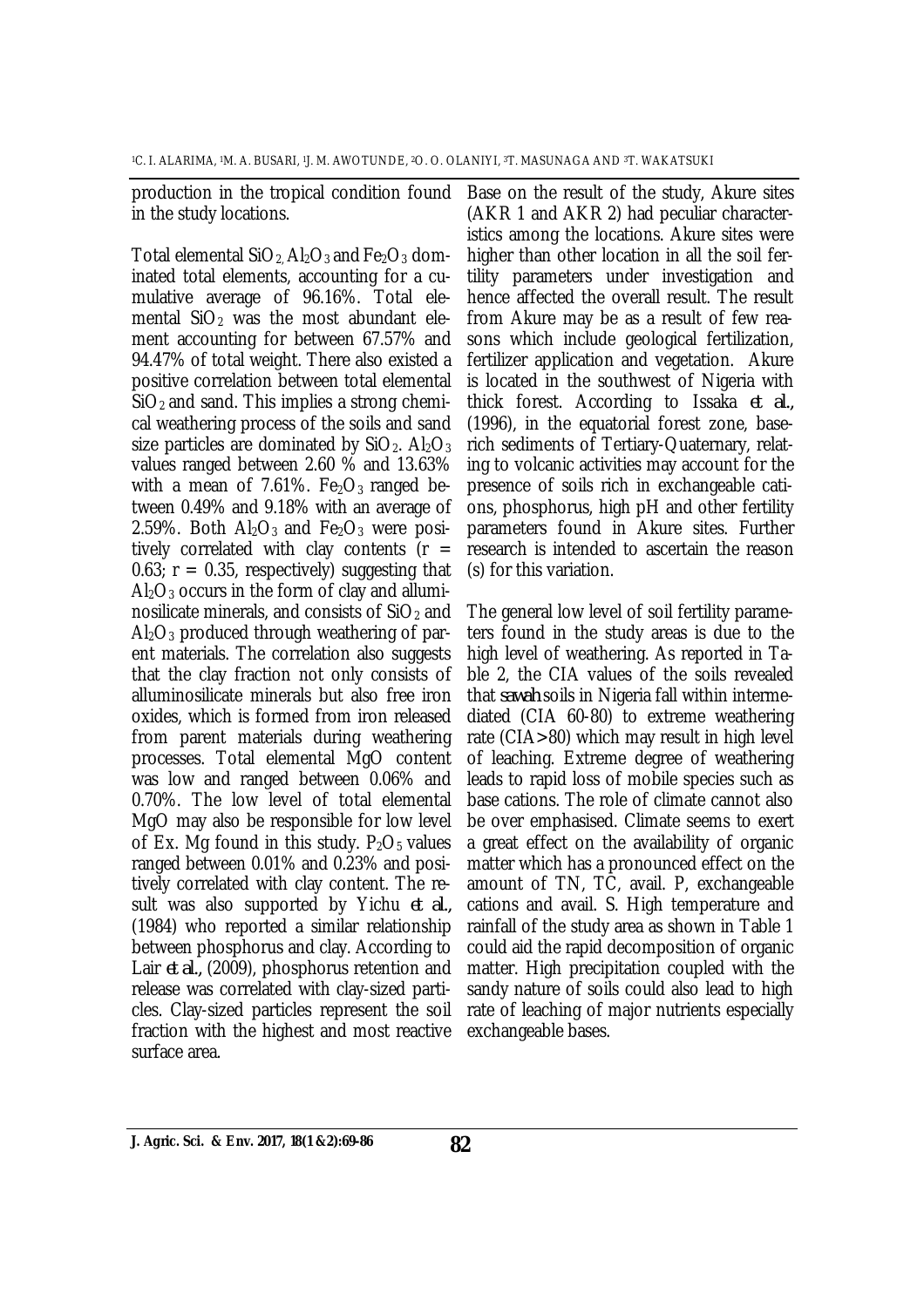production in the tropical condition found in the study locations.

Total elemental $SiO_2$, $Al_2O_3$ and $Fe_2O_3$ dominated total elements, accounting for a cumulative average of 96.16%. Total elemental $SiO_2$ was the most abundant element accounting for between 67.57% and 94.47% of total weight. There also existed a positive correlation between total elemental $SiO_2$ and sand. This implies a strong chemical weathering process of the soils and sand size particles are dominated by $SiO_2$. $Al_2O_3$ values ranged between 2.60 % and 13.63% with a mean of 7.61%. $Fe_2O_3$ ranged between 0.49% and 9.18% with an average of 2.59%. Both $Al_2O_3$ and $Fe_2O_3$ were positively correlated with clay contents ($r = 0.63$; $r = 0.35$, respectively) suggesting that $Al_2O_3$ occurs in the form of clay and alluminosilicate minerals, and consists of $SiO_2$ and $Al_2O_3$ produced through weathering of parent materials. The correlation also suggests that the clay fraction not only consists of alluminosilicate minerals but also free iron oxides, which is formed from iron released from parent materials during weathering processes. Total elemental MgO content was low and ranged between 0.06% and 0.70%. The low level of total elemental MgO may also be responsible for low level of Ex. Mg found in this study. $P_2O_5$ values ranged between 0.01% and 0.23% and positively correlated with clay content. The result was also supported by Yichu *et al.*, (1984) who reported a similar relationship between phosphorus and clay. According to Lair *et al.*, (2009), phosphorus retention and release was correlated with clay-sized particles. Clay-sized particles represent the soil fraction with the highest and most reactive surface area.

Base on the result of the study, Akure sites (AKR 1 and AKR 2) had peculiar characteristics among the locations. Akure sites were higher than other location in all the soil fertility parameters under investigation and hence affected the overall result. The result from Akure may be as a result of few reasons which include geological fertilization, fertilizer application and vegetation. Akure is located in the southwest of Nigeria with thick forest. According to Issaka *et al.*, (1996), in the equatorial forest zone, base-rich sediments of Tertiary-Quaternary, relating to volcanic activities may account for the presence of soils rich in exchangeable cations, phosphorus, high pH and other fertility parameters found in Akure sites. Further research is intended to ascertain the reason (s) for this variation.

The general low level of soil fertility parameters found in the study areas is due to the high level of weathering. As reported in Table 2, the CIA values of the soils revealed that *sawah* soils in Nigeria fall within intermediated (CIA 60-80) to extreme weathering rate (CIA>80) which may result in high level of leaching. Extreme degree of weathering leads to rapid loss of mobile species such as base cations. The role of climate cannot also be over emphasised. Climate seems to exert a great effect on the availability of organic matter which has a pronounced effect on the amount of TN, TC, avail. P, exchangeable cations and avail. S. High temperature and rainfall of the study area as shown in Table 1 could aid the rapid decomposition of organic matter. High precipitation coupled with the sandy nature of soils could also lead to high rate of leaching of major nutrients especially exchangeable bases.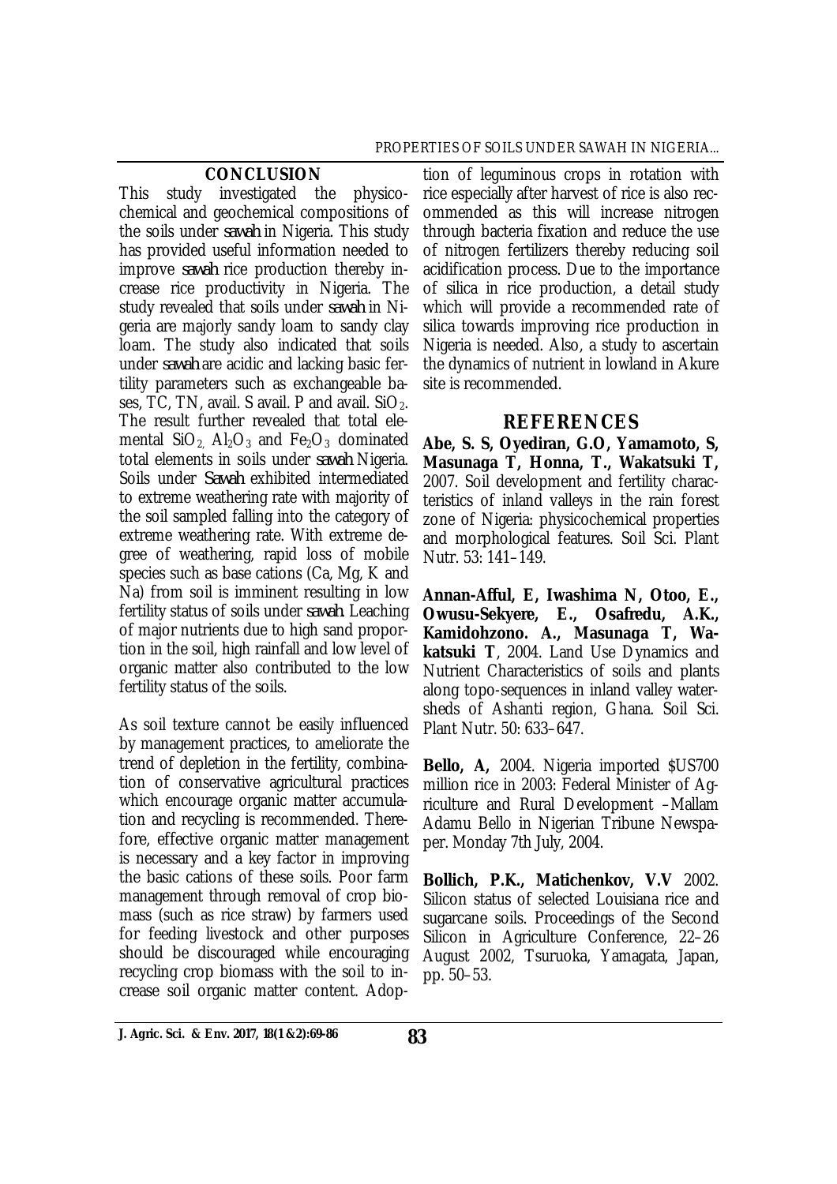## CONCLUSION

This study investigated the physicochemical and geochemical compositions of the soils under *sawah* in Nigeria. This study has provided useful information needed to improve *sawah* rice production thereby increase rice productivity in Nigeria. The study revealed that soils under *sawah* in Nigeria are majorly sandy loam to sandy clay loam. The study also indicated that soils under *sawah* are acidic and lacking basic fertility parameters such as exchangeable bases, TC, TN, avail. S avail. P and avail. $SiO_2$. The result further revealed that total elemental $SiO_2$, $Al_2O_3$ and $Fe_2O_3$ dominated total elements in soils under *sawah* Nigeria. Soils under *Sawah* exhibited intermediated to extreme weathering rate with majority of the soil sampled falling into the category of extreme weathering rate. With extreme degree of weathering, rapid loss of mobile species such as base cations (Ca, Mg, K and Na) from soil is imminent resulting in low fertility status of soils under *sawah*. Leaching of major nutrients due to high sand proportion in the soil, high rainfall and low level of organic matter also contributed to the low fertility status of the soils.

As soil texture cannot be easily influenced by management practices, to ameliorate the trend of depletion in the fertility, combination of conservative agricultural practices which encourage organic matter accumulation and recycling is recommended. Therefore, effective organic matter management is necessary and a key factor in improving the basic cations of these soils. Poor farm management through removal of crop biomass (such as rice straw) by farmers used for feeding livestock and other purposes should be discouraged while encouraging recycling crop biomass with the soil to increase soil organic matter content. Adoption of leguminous crops in rotation with rice especially after harvest of rice is also recommended as this will increase nitrogen through bacteria fixation and reduce the use of nitrogen fertilizers thereby reducing soil acidification process. Due to the importance of silica in rice production, a detail study which will provide a recommended rate of silica towards improving rice production in Nigeria is needed. Also, a study to ascertain the dynamics of nutrient in lowland in Akure site is recommended.

## REFERENCES

**Abe, S. S, Oyediran, G.O, Yamamoto, S, Masunaga T, Honna, T., Wakatsuki T,** 2007. Soil development and fertility characteristics of inland valleys in the rain forest zone of Nigeria: physicochemical properties and morphological features. Soil Sci. Plant Nutr. 53: 141–149.

**Annan-Afful, E, Iwashima N, Otoo, E., Owusu-Sekyere, E., Osafredu, A.K., Kamidohzono. A., Masunaga T, Wakatsuki T**, 2004. Land Use Dynamics and Nutrient Characteristics of soils and plants along topo-sequences in inland valley watersheds of Ashanti region, Ghana. Soil Sci. Plant Nutr. 50: 633–647.

**Bello, A,** 2004. Nigeria imported $US700 million rice in 2003: Federal Minister of Agriculture and Rural Development –Mallam Adamu Bello in Nigerian Tribune Newspaper. Monday 7th July, 2004.

**Bollich, P.K., Matichenkov, V.V** 2002. Silicon status of selected Louisiana rice and sugarcane soils. Proceedings of the Second Silicon in Agriculture Conference, 22–26 August 2002, Tsuruoka, Yamagata, Japan, pp. 50–53.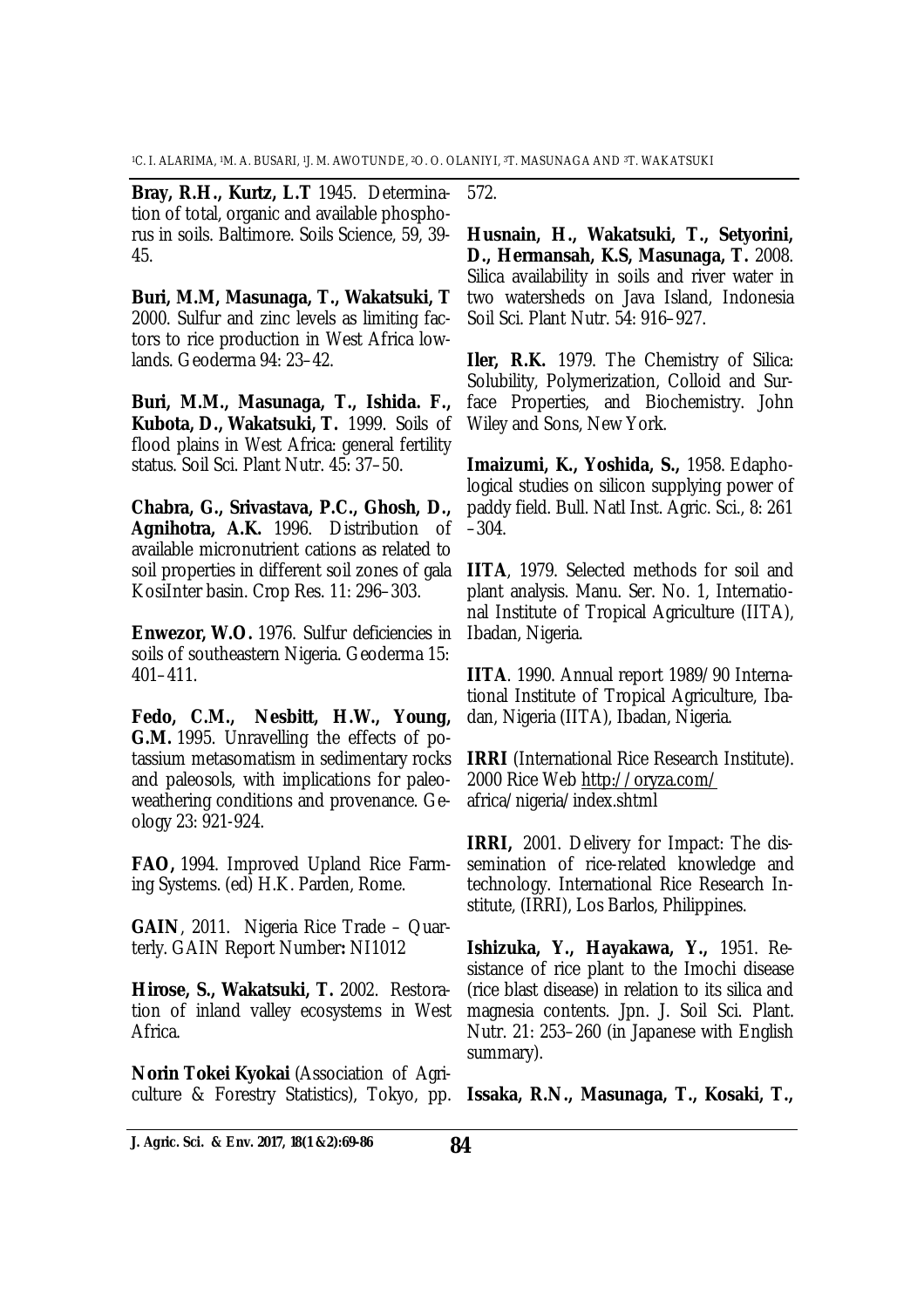**Bray, R.H., Kurtz, L.T** 1945. Determination of total, organic and available phosphorus in soils. Baltimore. Soils Science, 59, 39-45.

**Buri, M.M, Masunaga, T., Wakatsuki, T** 2000. Sulfur and zinc levels as limiting factors to rice production in West Africa lowlands. Geoderma 94: 23–42.

**Buri, M.M., Masunaga, T., Ishida. F., Kubota, D., Wakatsuki, T.** 1999. Soils of flood plains in West Africa: general fertility status. Soil Sci. Plant Nutr. 45: 37–50.

**Chabra, G., Srivastava, P.C., Ghosh, D., Agnihotra, A.K.** 1996. Distribution of available micronutrient cations as related to soil properties in different soil zones of gala KosiInter basin. Crop Res. 11: 296–303.

**Enwezor, W.O.** 1976. Sulfur deficiencies in soils of southeastern Nigeria. Geoderma 15: 401–411.

**Fedo, C.M., Nesbitt, H.W., Young, G.M.** 1995. Unravelling the effects of potassium metasomatism in sedimentary rocks and paleosols, with implications for paleoweathering conditions and provenance. Geology 23: 921-924.

**FAO,** 1994. Improved Upland Rice Farming Systems. (ed) H.K. Parden, Rome.

**GAIN**, 2011. Nigeria Rice Trade – Quarterly. GAIN Report Number**:** NI1012

**Hirose, S., Wakatsuki, T.** 2002. Restoration of inland valley ecosystems in West Africa.

**Norin Tokei Kyokai** (Association of Agriculture & Forestry Statistics), Tokyo, pp. 572.

**Husnain, H., Wakatsuki, T., Setyorini, D., Hermansah, K.S, Masunaga, T.** 2008. Silica availability in soils and river water in two watersheds on Java Island, Indonesia Soil Sci. Plant Nutr. 54: 916–927.

**Iler, R.K.** 1979. The Chemistry of Silica: Solubility, Polymerization, Colloid and Surface Properties, and Biochemistry. John Wiley and Sons, New York.

**Imaizumi, K., Yoshida, S.,** 1958. Edaphological studies on silicon supplying power of paddy field. Bull. Natl Inst. Agric. Sci., 8: 261 –304.

**IITA**, 1979. Selected methods for soil and plant analysis. Manu. Ser. No. 1, International Institute of Tropical Agriculture (IITA), Ibadan, Nigeria.

**IITA**. 1990. Annual report 1989/90 International Institute of Tropical Agriculture, Ibadan, Nigeria (IITA), Ibadan, Nigeria.

**IRRI** (International Rice Research Institute). 2000 Rice Web http://oryza.com/africa/nigeria/index.shtml

**IRRI,** 2001. Delivery for Impact: The dissemination of rice-related knowledge and technology. International Rice Research Institute, (IRRI), Los Barlos, Philippines.

**Ishizuka, Y., Hayakawa, Y.,** 1951. Resistance of rice plant to the Imochi disease (rice blast disease) in relation to its silica and magnesia contents. Jpn. J. Soil Sci. Plant. Nutr. 21: 253–260 (in Japanese with English summary).

**Issaka, R.N., Masunaga, T., Kosaki, T.,**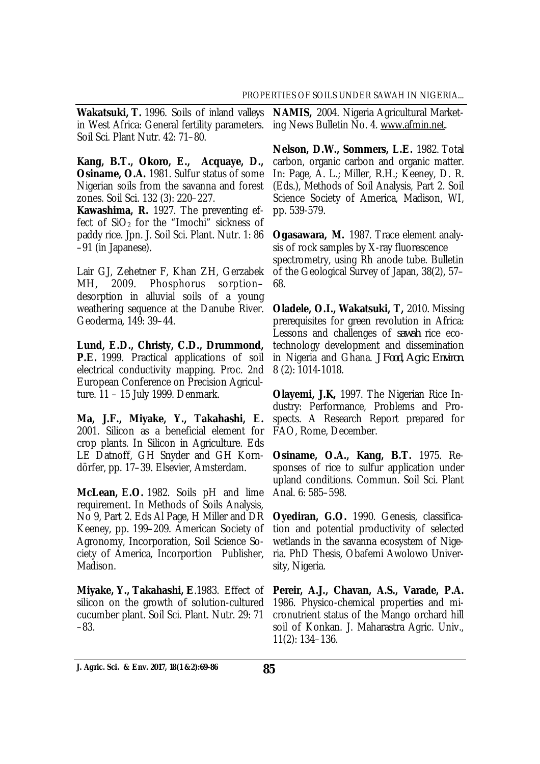**Wakatsuki, T.** 1996. Soils of inland valleys in West Africa: General fertility parameters. Soil Sci. Plant Nutr. 42: 71–80.

**Kang, B.T., Okoro, E., Acquaye, D., Osiname, O.A.** 1981. Sulfur status of some Nigerian soils from the savanna and forest zones. Soil Sci. 132 (3): 220–227.

**Kawashima, R.** 1927. The preventing effect of $SiO_2$ for the "Imochi" sickness of paddy rice. Jpn. J. Soil Sci. Plant. Nutr. 1: 86 –91 (in Japanese).

Lair GJ, Zehetner F, Khan ZH, Gerzabek MH, 2009. Phosphorus sorption–desorption in alluvial soils of a young weathering sequence at the Danube River. Geoderma, 149: 39–44.

**Lund, E.D., Christy, C.D., Drummond, P.E.** 1999. Practical applications of soil electrical conductivity mapping. Proc. 2nd European Conference on Precision Agriculture. 11 – 15 July 1999. Denmark.

**Ma, J.F., Miyake, Y., Takahashi, E.** 2001. Silicon as a beneficial element for crop plants. In Silicon in Agriculture. Eds LE Datnoff, GH Snyder and GH Korndörfer, pp. 17–39. Elsevier, Amsterdam.

**McLean, E.O.** 1982. Soils pH and lime requirement. In Methods of Soils Analysis, No 9, Part 2. Eds Al Page, H Miller and DR Keeney, pp. 199–209. American Society of Agronomy, Incorporation, Soil Science Society of America, Incorportion Publisher, Madison.

**Miyake, Y., Takahashi, E**.1983. Effect of silicon on the growth of solution-cultured cucumber plant. Soil Sci. Plant. Nutr. 29: 71 –83.

**NAMIS,** 2004. Nigeria Agricultural Marketing News Bulletin No. 4. www.afmin.net.

**Nelson, D.W., Sommers, L.E.** 1982. Total carbon, organic carbon and organic matter. In: Page, A. L.; Miller, R.H.; Keeney, D. R. (Eds.), Methods of Soil Analysis, Part 2. Soil Science Society of America, Madison, WI, pp. 539-579.

**Ogasawara, M.** 1987. Trace element analysis of rock samples by X-ray fluorescence spectrometry, using Rh anode tube. Bulletin of the Geological Survey of Japan, 38(2), 57–68.

**Oladele, O.I., Wakatsuki, T,** 2010. Missing prerequisites for green revolution in Africa: Lessons and challenges of *sawah* rice eco-technology development and dissemination in Nigeria and Ghana. *J Food, Agric. Environ.* 8 (2): 1014-1018.

**Olayemi, J.K,** 1997. The Nigerian Rice Industry: Performance, Problems and Prospects. A Research Report prepared for FAO, Rome, December.

**Osiname, O.A., Kang, B.T.** 1975. Responses of rice to sulfur application under upland conditions. Commun. Soil Sci. Plant Anal. 6: 585–598.

**Oyediran, G.O.** 1990. Genesis, classification and potential productivity of selected wetlands in the savanna ecosystem of Nigeria. PhD Thesis, Obafemi Awolowo University, Nigeria.

**Pereir, A.J., Chavan, A.S., Varade, P.A.** 1986. Physico-chemical properties and micronutrient status of the Mango orchard hill soil of Konkan. J. Maharastra Agric. Univ., 11(2): 134–136.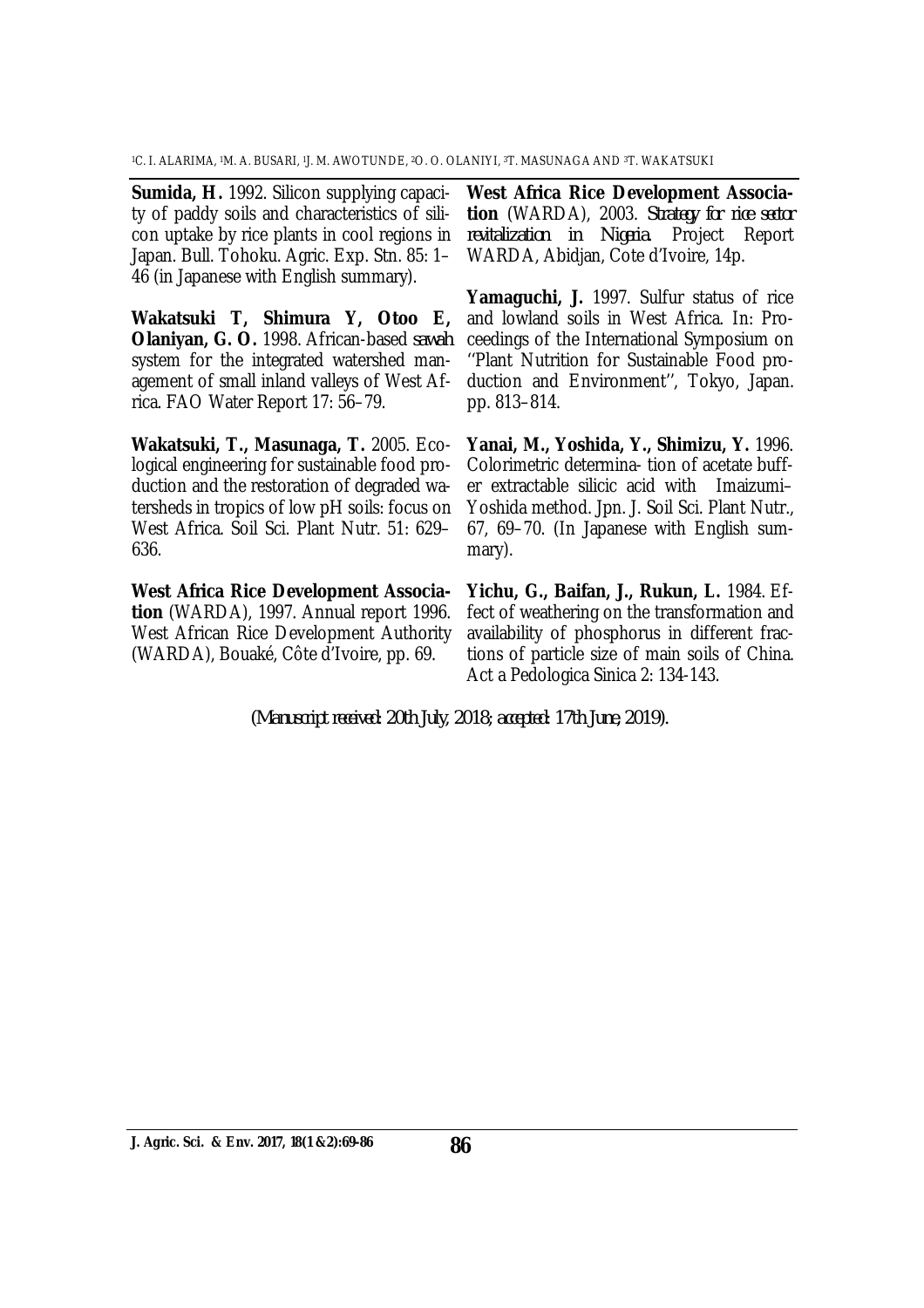**Sumida, H.** 1992. Silicon supplying capacity of paddy soils and characteristics of silicon uptake by rice plants in cool regions in Japan. Bull. Tohoku. Agric. Exp. Stn. 85: 1–46 (in Japanese with English summary).

**Wakatsuki T, Shimura Y, Otoo E, Olaniyan, G. O.** 1998. African-based *sawah* system for the integrated watershed management of small inland valleys of West Africa. FAO Water Report 17: 56–79.

**Wakatsuki, T., Masunaga, T.** 2005. Ecological engineering for sustainable food production and the restoration of degraded watersheds in tropics of low pH soils: focus on West Africa. Soil Sci. Plant Nutr. 51: 629–636.

**West Africa Rice Development Association** (WARDA), 1997. Annual report 1996. West African Rice Development Authority (WARDA), Bouaké, Côte d'Ivoire, pp. 69.

**West Africa Rice Development Association** (WARDA), 2003. *Strategy for rice sector revitalization in Nigeria.* Project Report WARDA, Abidjan, Cote d'Ivoire, 14p.

**Yamaguchi, J.** 1997. Sulfur status of rice and lowland soils in West Africa. In: Proceedings of the International Symposium on ''Plant Nutrition for Sustainable Food production and Environment'', Tokyo, Japan. pp. 813–814.

**Yanai, M., Yoshida, Y., Shimizu, Y.** 1996. Colorimetric determina- tion of acetate buffer extractable silicic acid with Imaizumi–Yoshida method. Jpn. J. Soil Sci. Plant Nutr., 67, 69–70. (In Japanese with English summary).

**Yichu, G., Baifan, J., Rukun, L.** 1984. Effect of weathering on the transformation and availability of phosphorus in different fractions of particle size of main soils of China. Act a Pedologica Sinica 2: 134-143.

*(Manuscript received: 20th July, 2018; accepted: 17th June, 2019).*